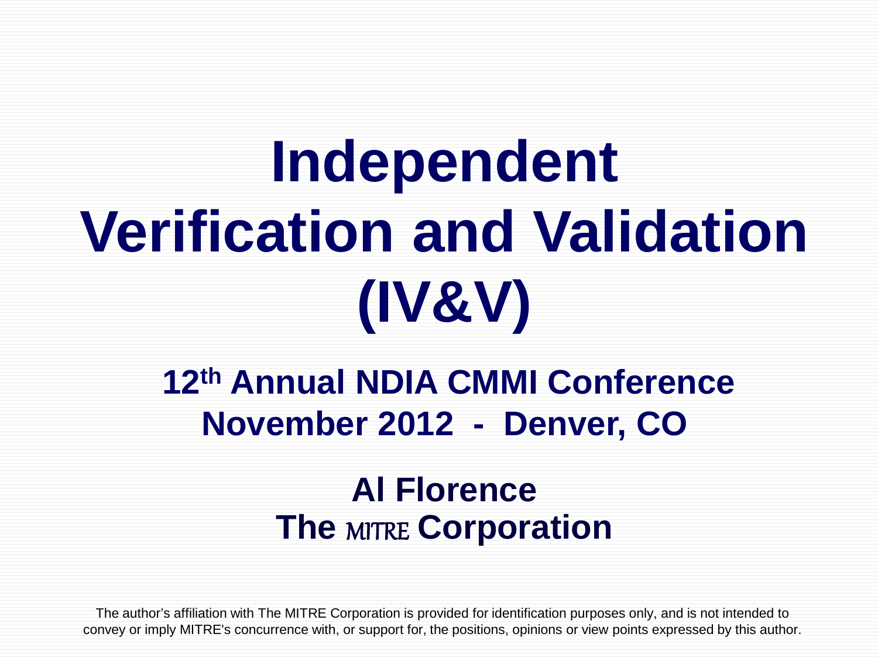# Independent Verification and Validation (IV&V)

## 12th Annual NDIA CMMI Conference
## November 2012 - Denver, CO

### Al Florence
### The MITRE Corporation

The author's affiliation with The MITRE Corporation is provided for identification purposes only, and is not intended to convey or imply MITRE's concurrence with, or support for, the positions, opinions or view points expressed by this author.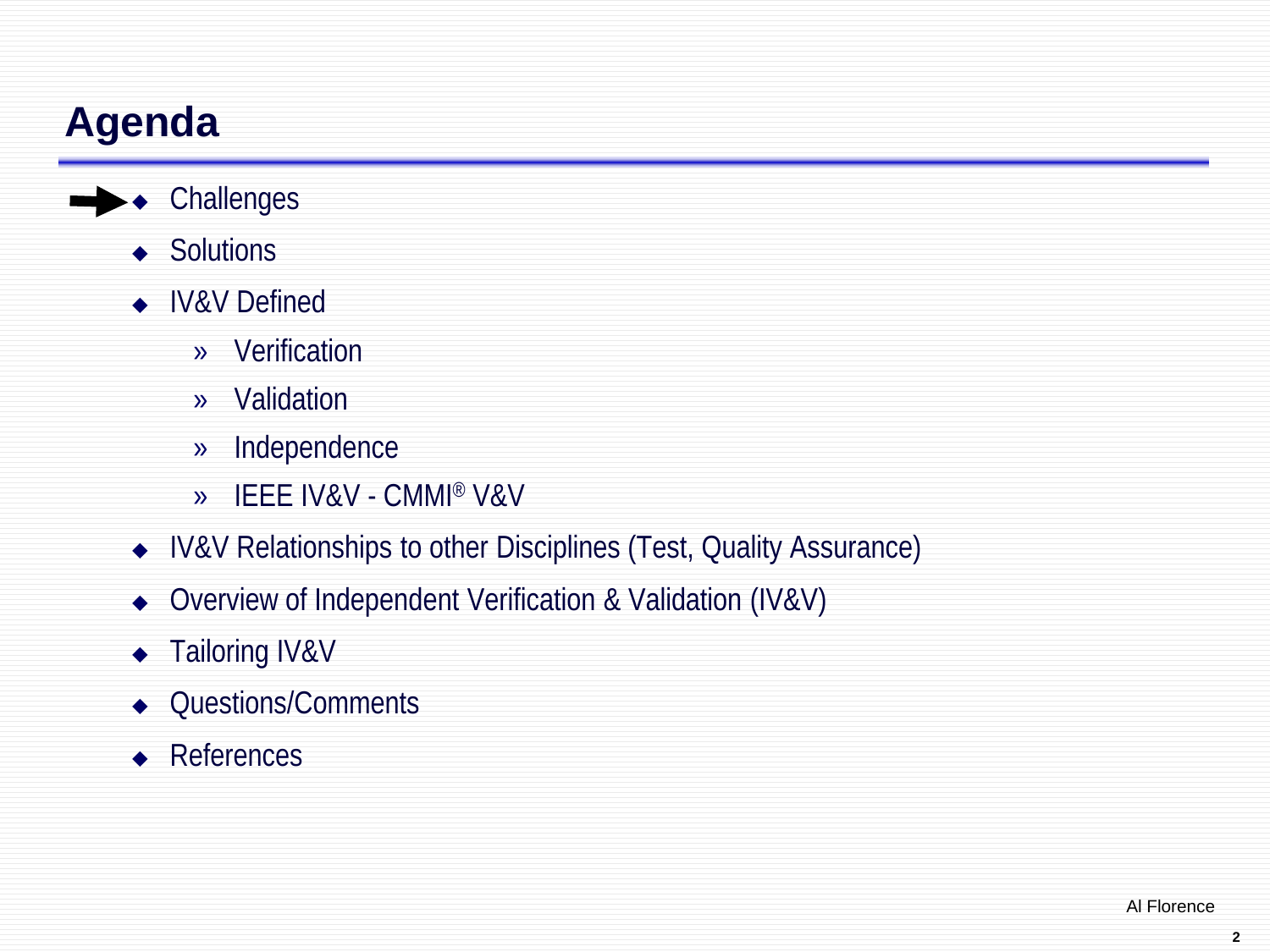# Agenda

- Challenges
- Solutions
- IV&V Defined
  - Verification
  - Validation
  - Independence
  - IEEE IV&V - CMMI® V&V
- IV&V Relationships to other Disciplines (Test, Quality Assurance)
- Overview of Independent Verification & Validation (IV&V)
- Tailoring IV&V
- Questions/Comments
- References

Al Florence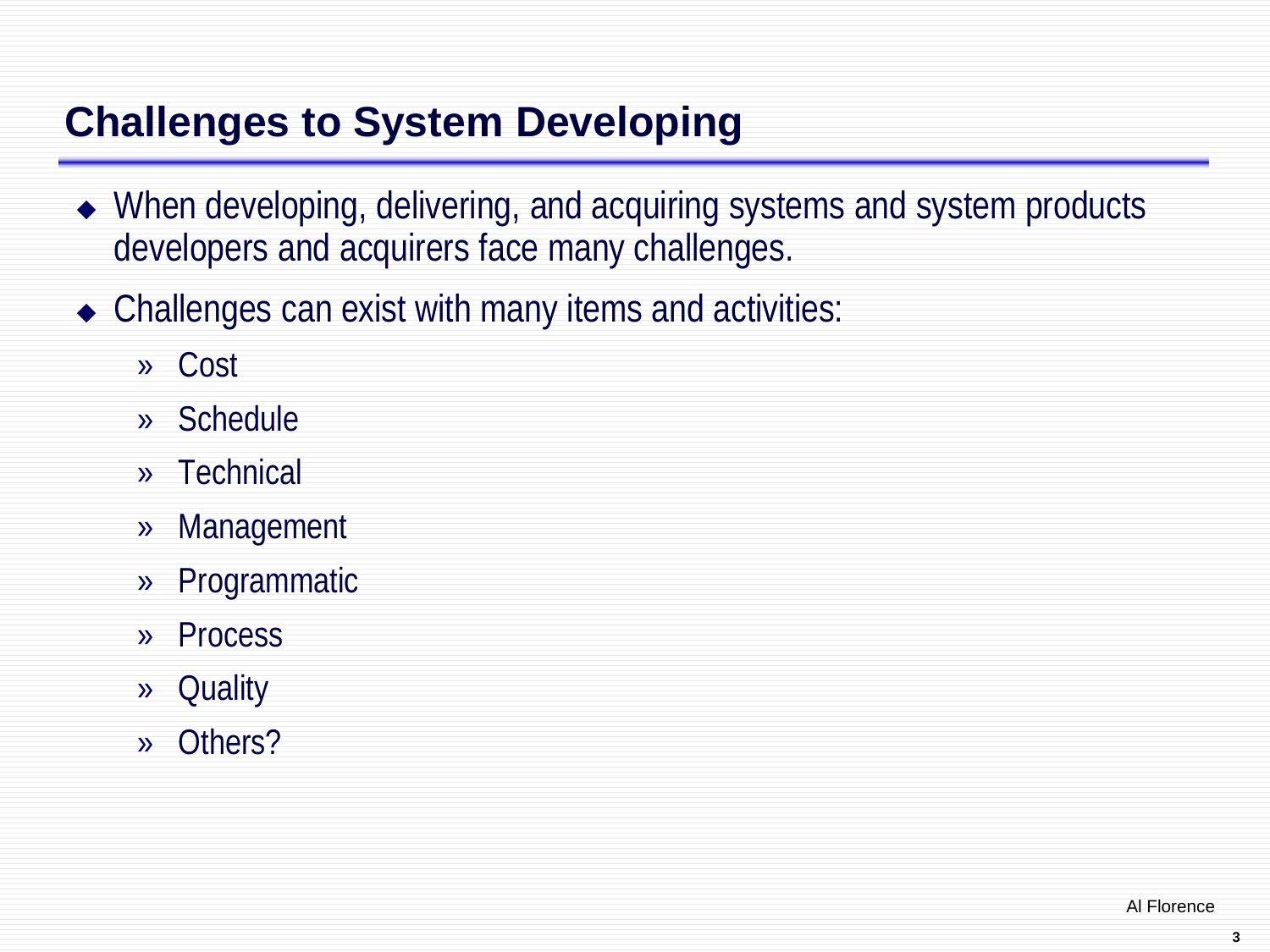# Challenges to System Developing

- When developing, delivering, and acquiring systems and system products developers and acquirers face many challenges.
- Challenges can exist with many items and activities:
  - Cost
  - Schedule
  - Technical
  - Management
  - Programmatic
  - Process
  - Quality
  - Others?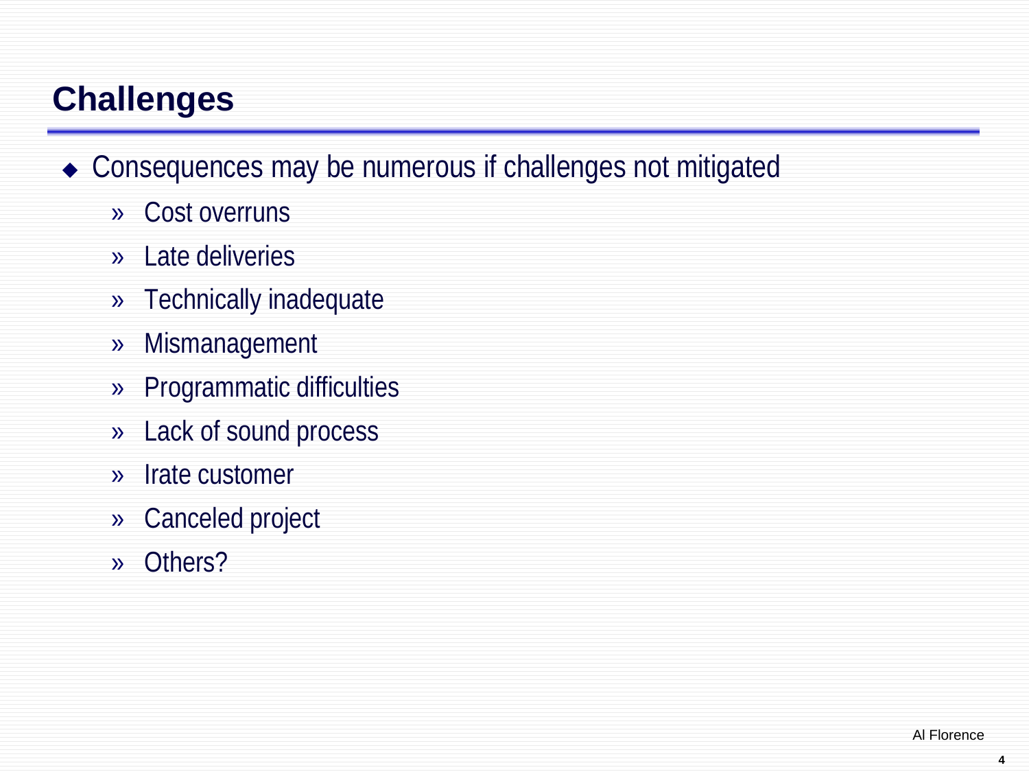## Challenges

- Consequences may be numerous if challenges not mitigated
  - Cost overruns
  - Late deliveries
  - Technically inadequate
  - Mismanagement
  - Programmatic difficulties
  - Lack of sound process
  - Irate customer
  - Canceled project
  - Others?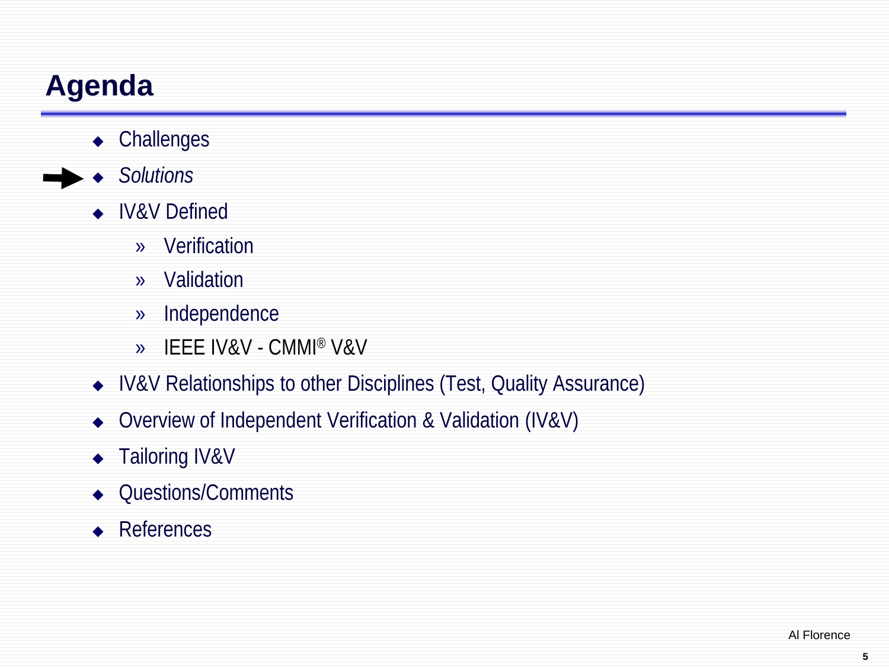# Agenda

- Challenges
- *Solutions*
- IV&V Defined
  - Verification
  - Validation
  - Independence
  - IEEE IV&V - CMMI® V&V
- IV&V Relationships to other Disciplines (Test, Quality Assurance)
- Overview of Independent Verification & Validation (IV&V)
- Tailoring IV&V
- Questions/Comments
- References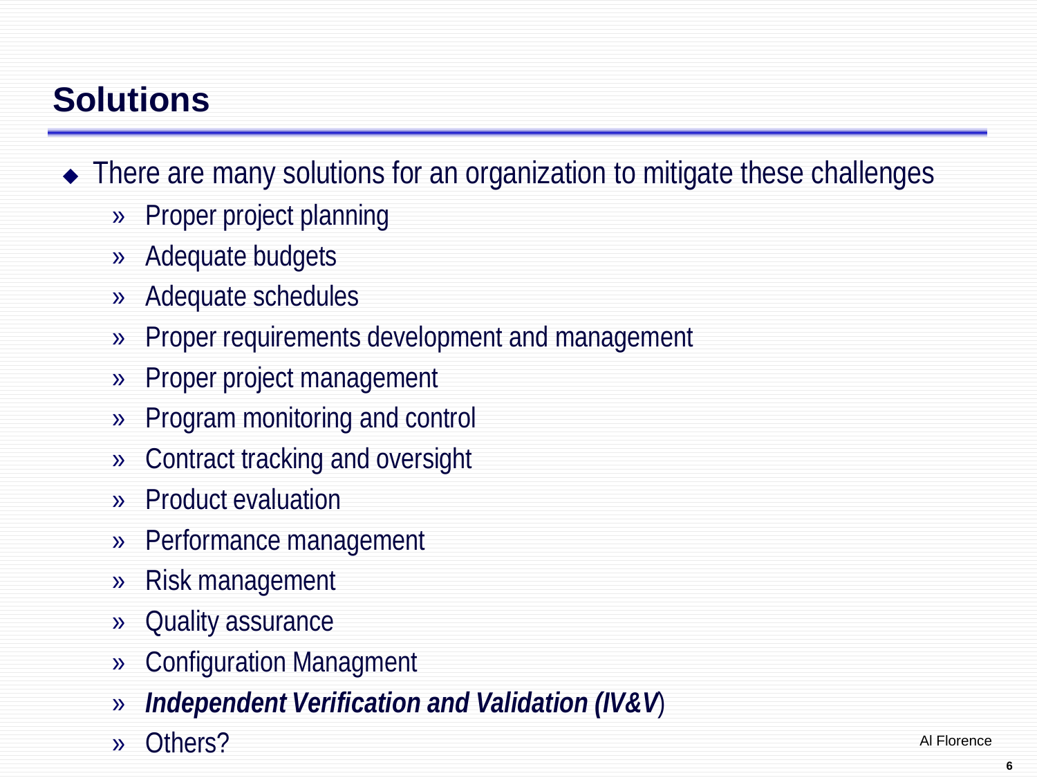# Solutions

- There are many solutions for an organization to mitigate these challenges
  - Proper project planning
  - Adequate budgets
  - Adequate schedules
  - Proper requirements development and management
  - Proper project management
  - Program monitoring and control
  - Contract tracking and oversight
  - Product evaluation
  - Performance management
  - Risk management
  - Quality assurance
  - Configuration Managment
  - ***Independent Verification and Validation (IV&V***)
  - Others?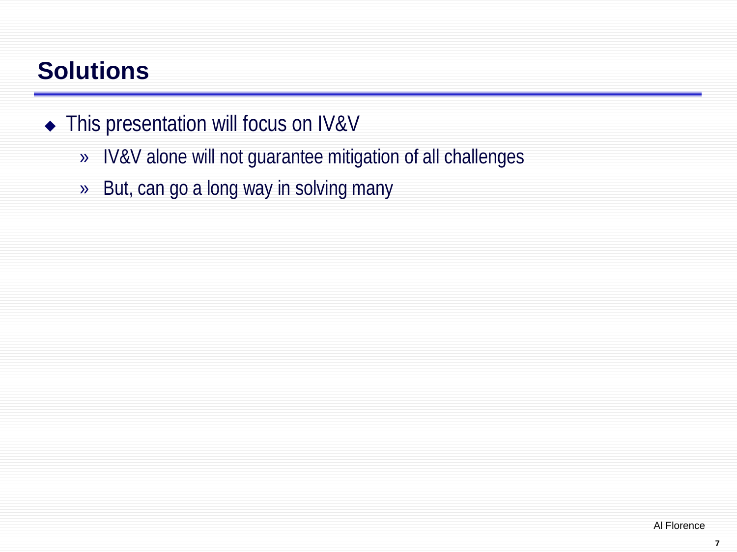# Solutions

- This presentation will focus on IV&V
  - IV&V alone will not guarantee mitigation of all challenges
  - But, can go a long way in solving many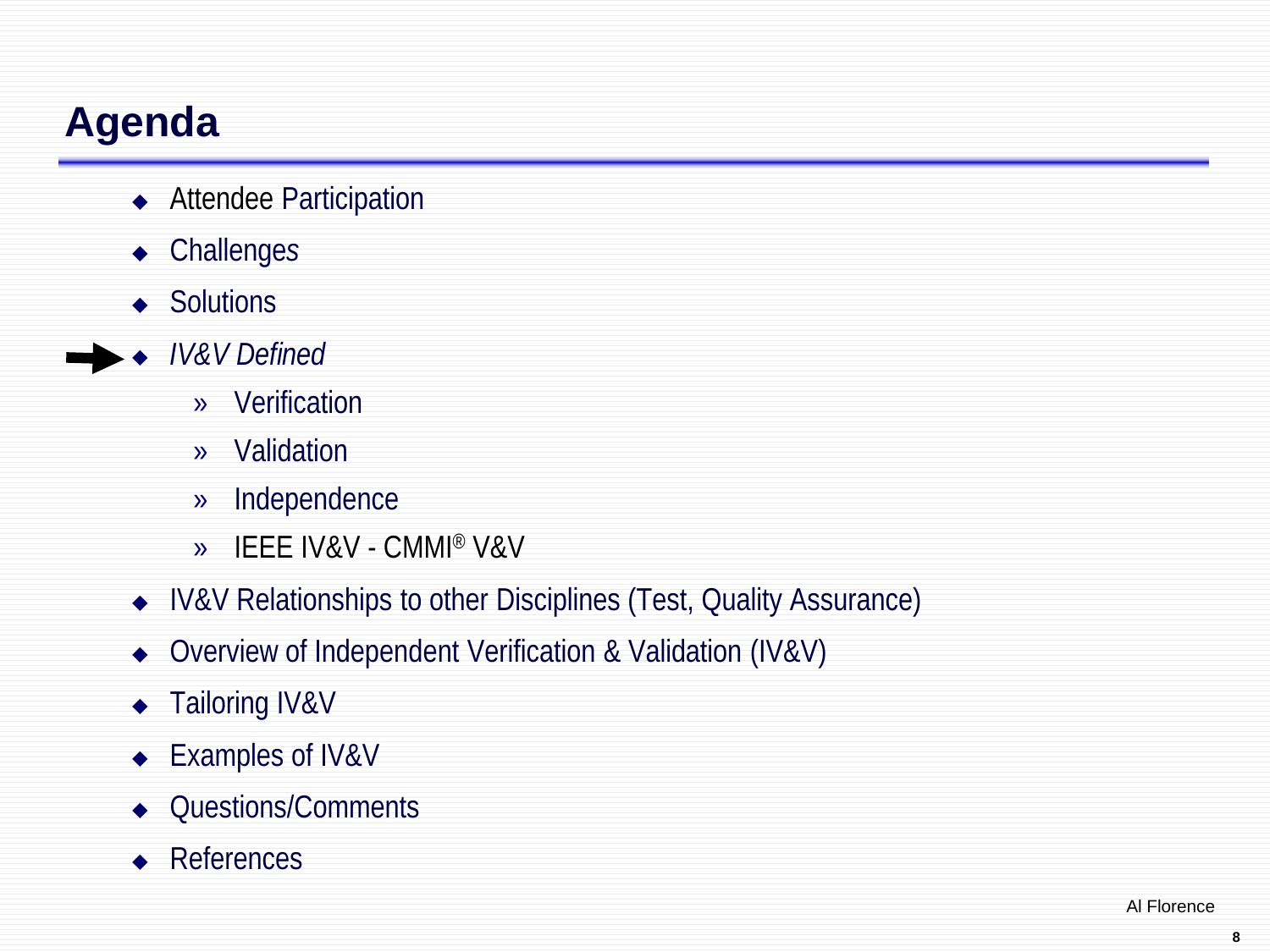# Agenda

- Attendee Participation
- Challenges
- Solutions
- *IV&V Defined*
  - Verification
  - Validation
  - Independence
  - IEEE IV&V - CMMI® V&V
- IV&V Relationships to other Disciplines (Test, Quality Assurance)
- Overview of Independent Verification & Validation (IV&V)
- Tailoring IV&V
- Examples of IV&V
- Questions/Comments
- References

Al Florence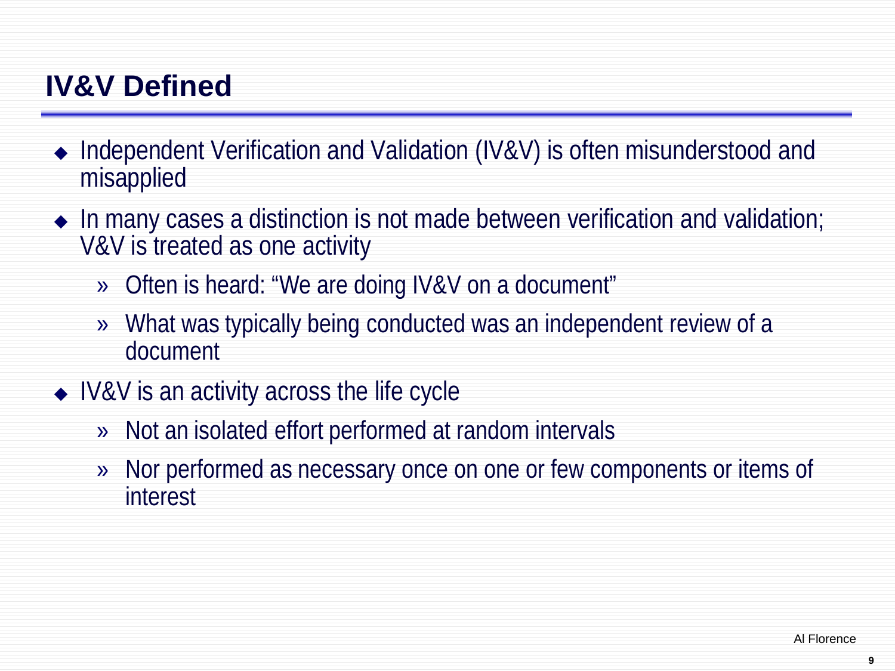# IV&V Defined

- Independent Verification and Validation (IV&V) is often misunderstood and misapplied
- In many cases a distinction is not made between verification and validation; V&V is treated as one activity
  - Often is heard: "We are doing IV&V on a document"
  - What was typically being conducted was an independent review of a document
- IV&V is an activity across the life cycle
  - Not an isolated effort performed at random intervals
  - Nor performed as necessary once on one or few components or items of interest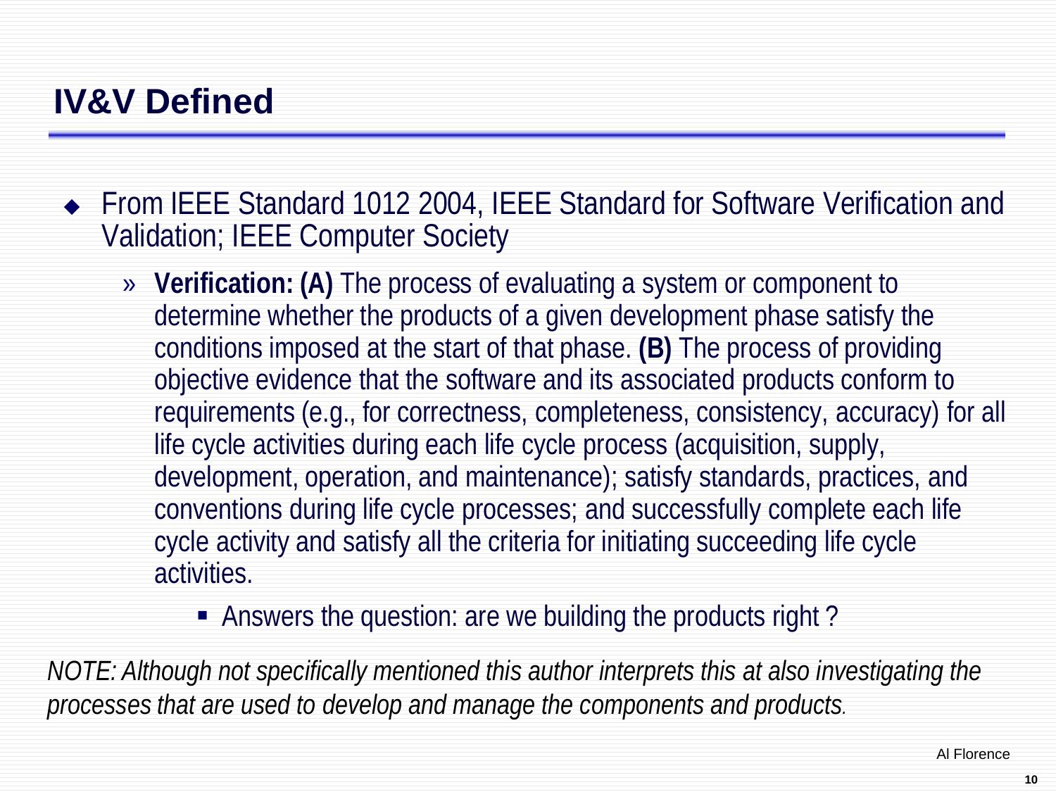# IV&V Defined

- From IEEE Standard 1012 2004, IEEE Standard for Software Verification and Validation; IEEE Computer Society
  - **Verification: (A)** The process of evaluating a system or component to determine whether the products of a given development phase satisfy the conditions imposed at the start of that phase. **(B)** The process of providing objective evidence that the software and its associated products conform to requirements (e.g., for correctness, completeness, consistency, accuracy) for all life cycle activities during each life cycle process (acquisition, supply, development, operation, and maintenance); satisfy standards, practices, and conventions during life cycle processes; and successfully complete each life cycle activity and satisfy all the criteria for initiating succeeding life cycle activities.
    - Answers the question: are we building the products right ?

*NOTE: Although not specifically mentioned this author interprets this at also investigating the processes that are used to develop and manage the components and products.*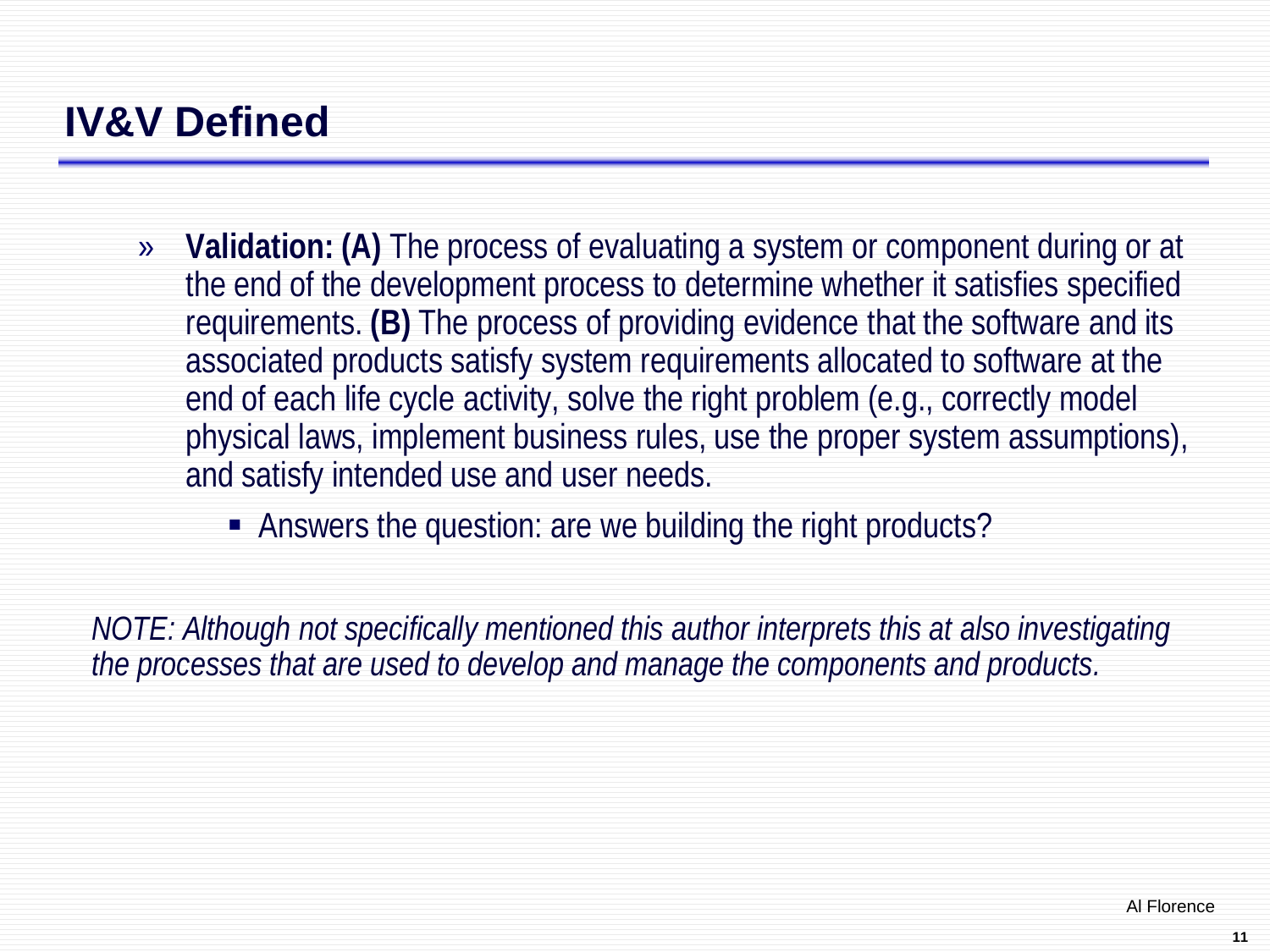# IV&V Defined

- **Validation: (A)** The process of evaluating a system or component during or at the end of the development process to determine whether it satisfies specified requirements. **(B)** The process of providing evidence that the software and its associated products satisfy system requirements allocated to software at the end of each life cycle activity, solve the right problem (e.g., correctly model physical laws, implement business rules, use the proper system assumptions), and satisfy intended use and user needs.
  - Answers the question: are we building the right products?

*NOTE: Although not specifically mentioned this author interprets this at also investigating the processes that are used to develop and manage the components and products.*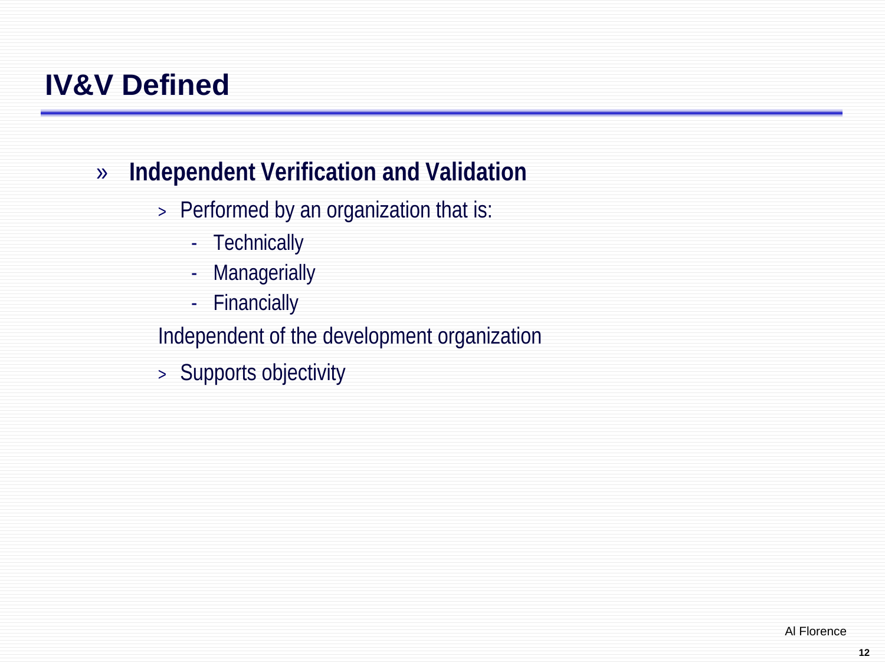# IV&V Defined

- **Independent Verification and Validation**
  - Performed by an organization that is:
    - Technically
    - Managerially
    - Financially

  Independent of the development organization

  - Supports objectivity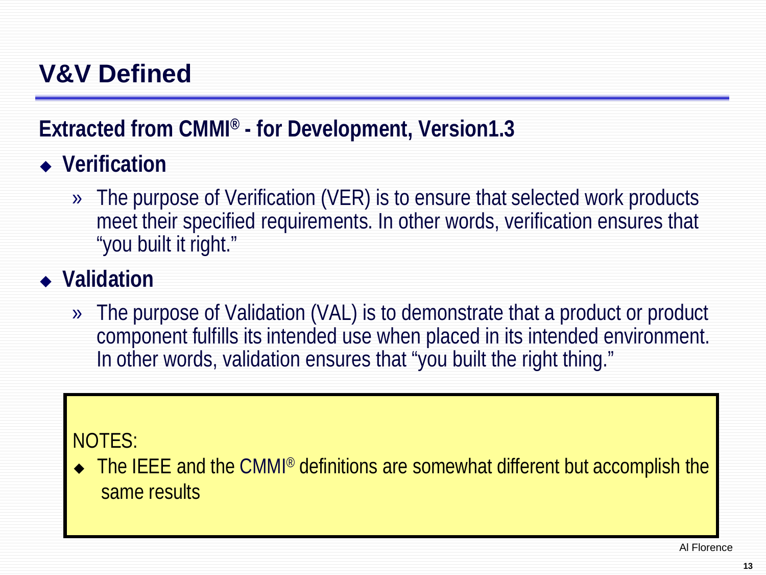# V&V Defined

**Extracted from CMMI® - for Development, Version1.3**

- **Verification**
  - The purpose of Verification (VER) is to ensure that selected work products meet their specified requirements. In other words, verification ensures that "you built it right."
- **Validation**
  - The purpose of Validation (VAL) is to demonstrate that a product or product component fulfills its intended use when placed in its intended environment. In other words, validation ensures that "you built the right thing."

NOTES:

- The IEEE and the CMMI® definitions are somewhat different but accomplish the same results

Al Florence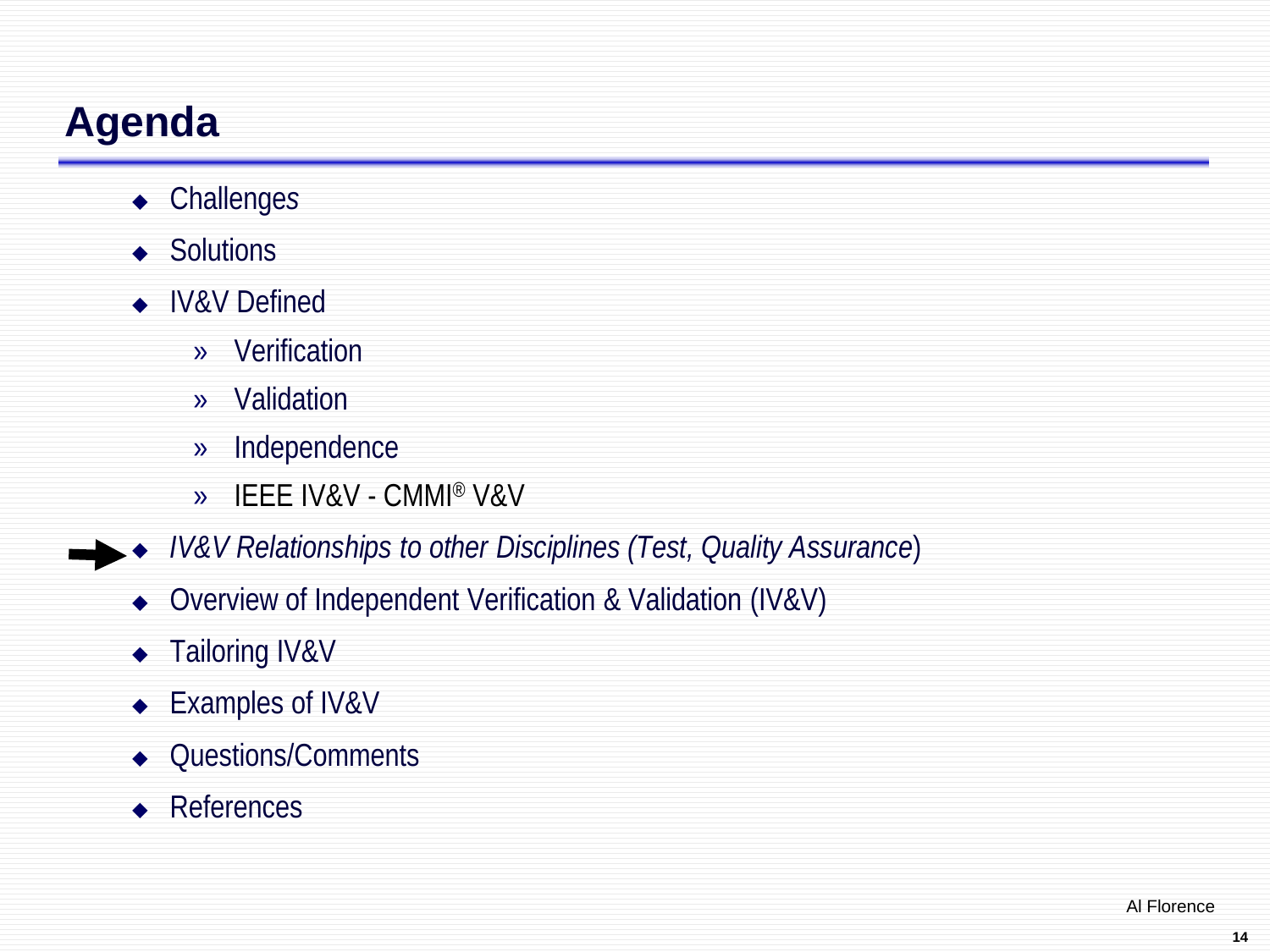# Agenda

- Challenges
- Solutions
- IV&V Defined
  - Verification
  - Validation
  - Independence
  - IEEE IV&V - CMMI® V&V
- *IV&V Relationships to other Disciplines (Test, Quality Assurance)*
- Overview of Independent Verification & Validation (IV&V)
- Tailoring IV&V
- Examples of IV&V
- Questions/Comments
- References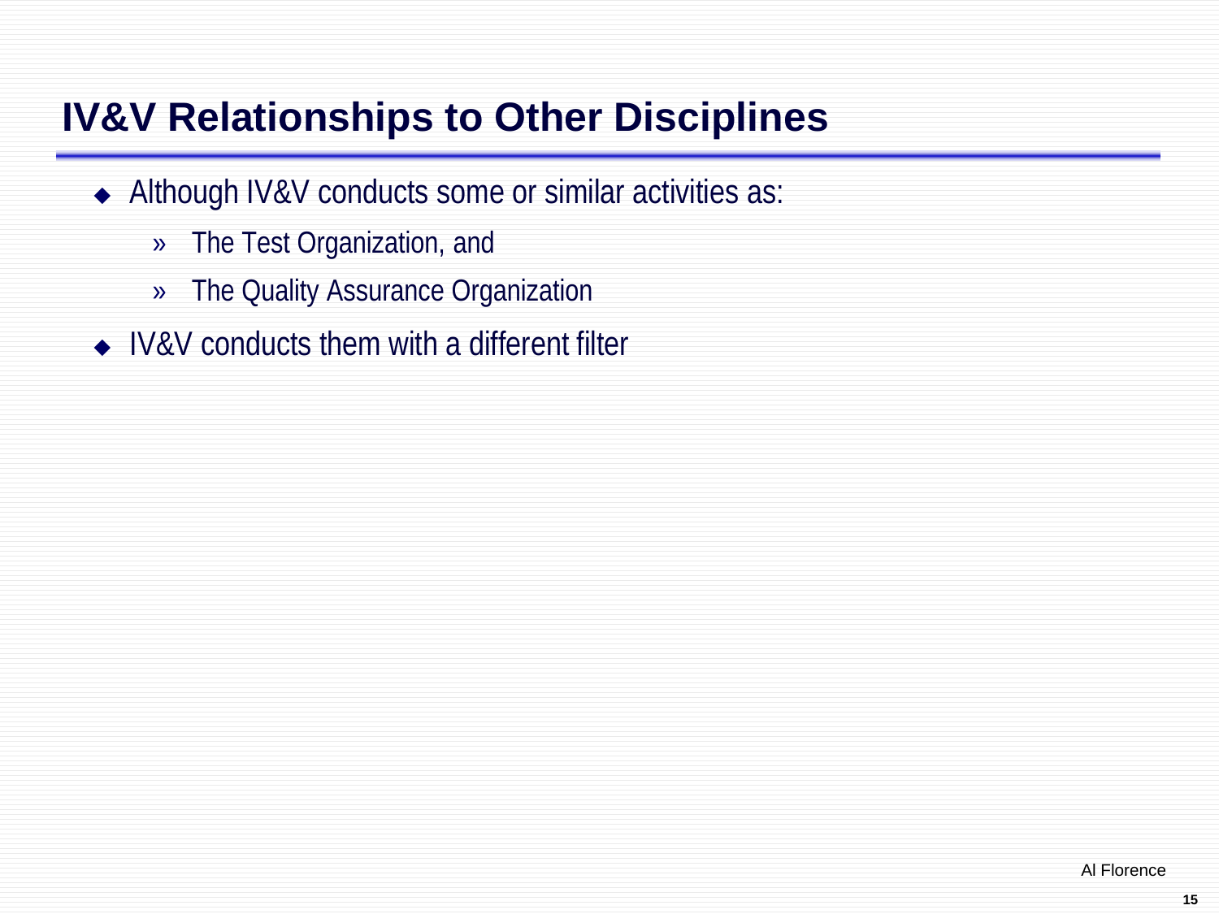## IV&V Relationships to Other Disciplines

- Although IV&V conducts some or similar activities as:
  - The Test Organization, and
  - The Quality Assurance Organization
- IV&V conducts them with a different filter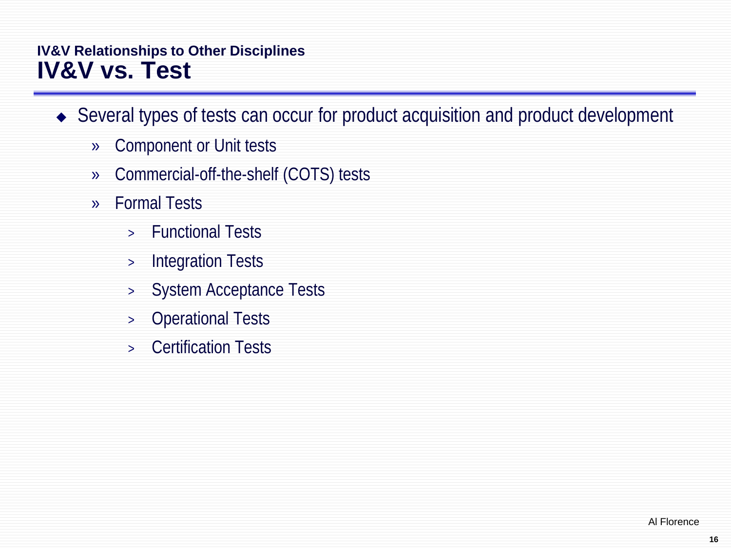### IV&V Relationships to Other Disciplines

## IV&V vs. Test

- Several types of tests can occur for product acquisition and product development
  - Component or Unit tests
  - Commercial-off-the-shelf (COTS) tests
  - Formal Tests
    - Functional Tests
    - Integration Tests
    - System Acceptance Tests
    - Operational Tests
    - Certification Tests

Al Florence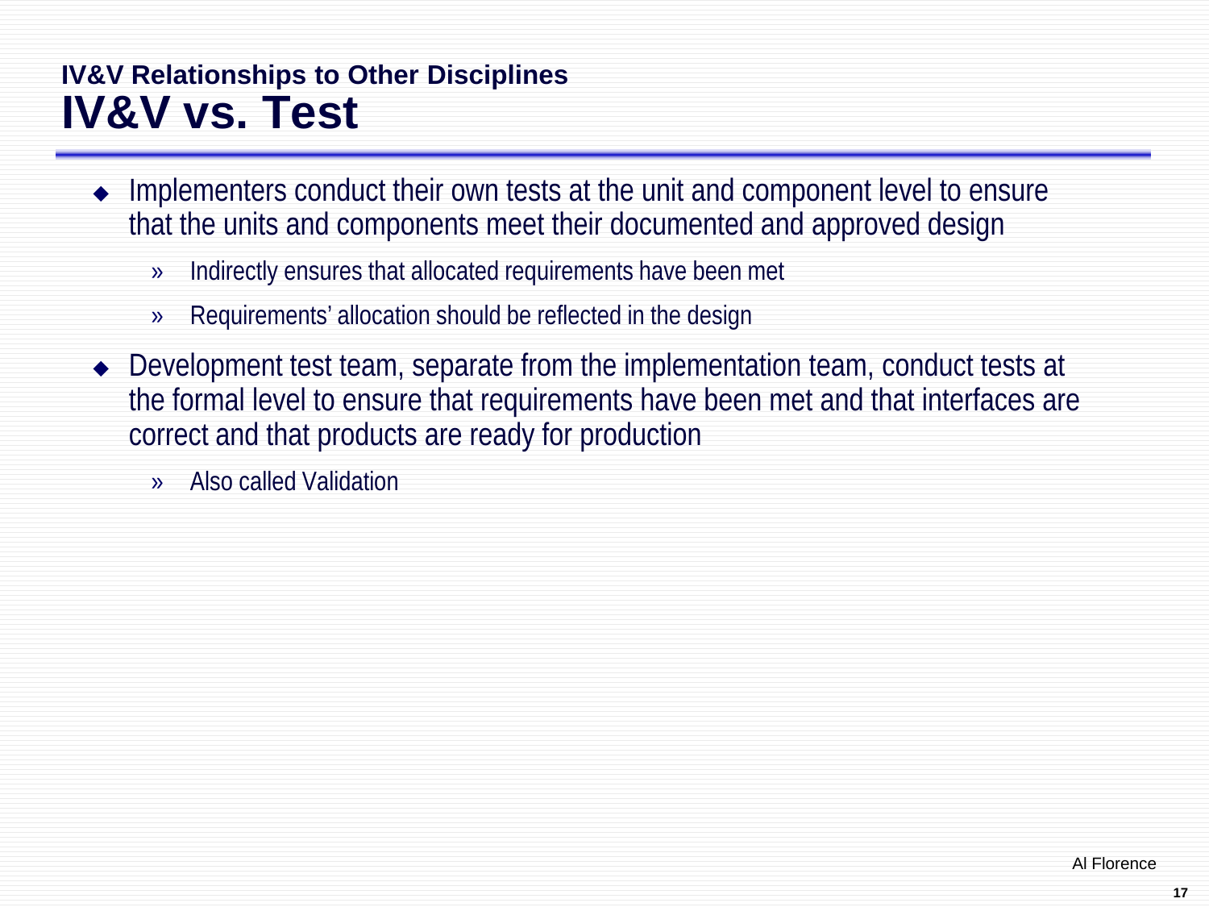### IV&V Relationships to Other Disciplines

# IV&V vs. Test

- Implementers conduct their own tests at the unit and component level to ensure that the units and components meet their documented and approved design
  - Indirectly ensures that allocated requirements have been met
  - Requirements' allocation should be reflected in the design
- Development test team, separate from the implementation team, conduct tests at the formal level to ensure that requirements have been met and that interfaces are correct and that products are ready for production
  - Also called Validation

Al Florence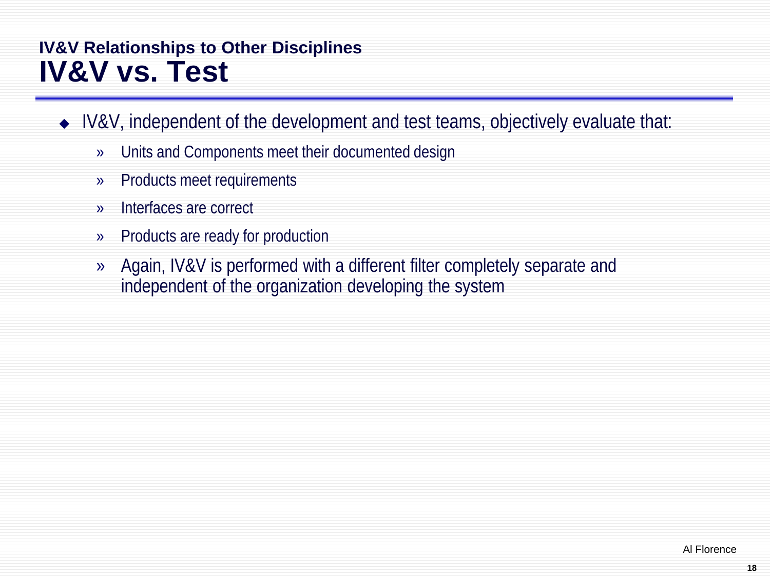### IV&V Relationships to Other Disciplines

# IV&V vs. Test

- IV&V, independent of the development and test teams, objectively evaluate that:
  - Units and Components meet their documented design
  - Products meet requirements
  - Interfaces are correct
  - Products are ready for production
  - Again, IV&V is performed with a different filter completely separate and independent of the organization developing the system

Al Florence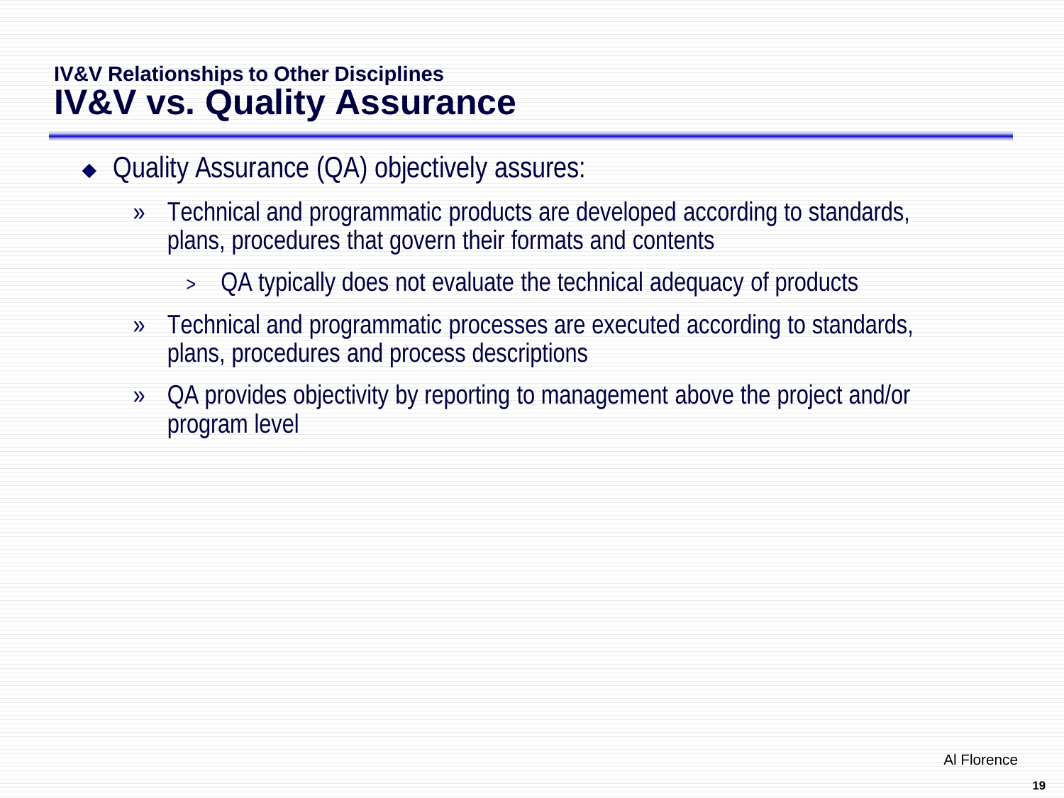### IV&V Relationships to Other Disciplines

## IV&V vs. Quality Assurance

- Quality Assurance (QA) objectively assures:
  - Technical and programmatic products are developed according to standards, plans, procedures that govern their formats and contents
    - QA typically does not evaluate the technical adequacy of products
  - Technical and programmatic processes are executed according to standards, plans, procedures and process descriptions
  - QA provides objectivity by reporting to management above the project and/or program level

Al Florence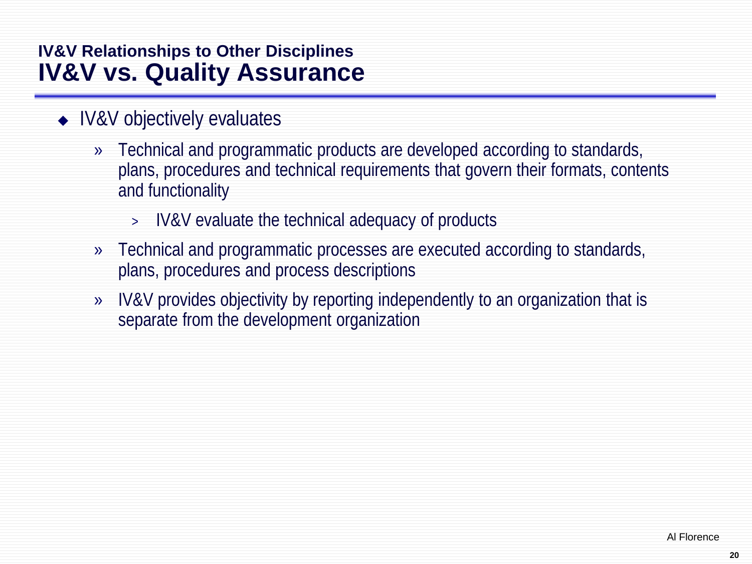## IV&V Relationships to Other Disciplines

# IV&V vs. Quality Assurance

- IV&V objectively evaluates
  - Technical and programmatic products are developed according to standards, plans, procedures and technical requirements that govern their formats, contents and functionality
    - IV&V evaluate the technical adequacy of products
  - Technical and programmatic processes are executed according to standards, plans, procedures and process descriptions
  - IV&V provides objectivity by reporting independently to an organization that is separate from the development organization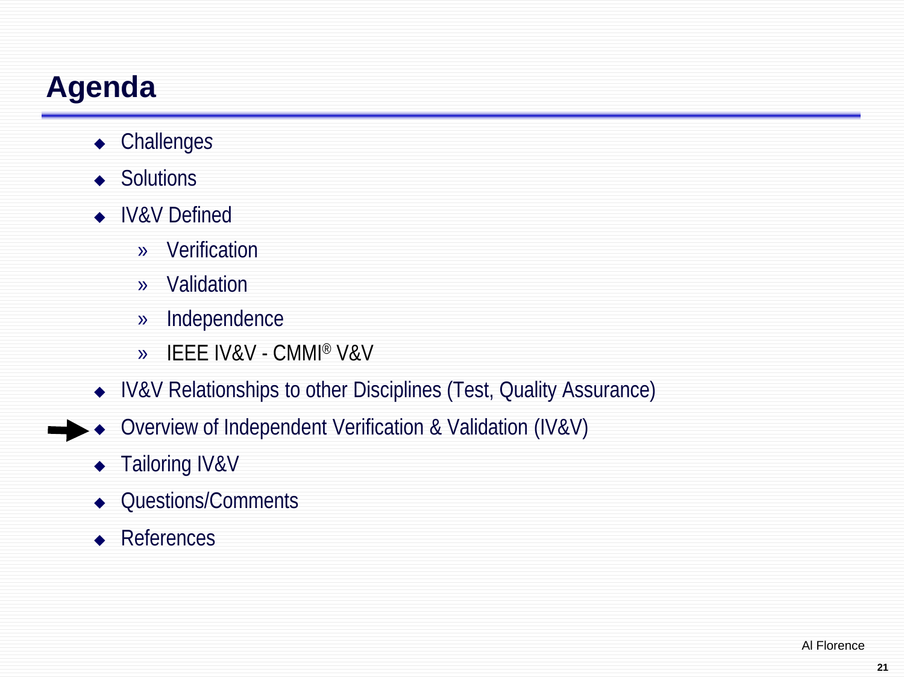# Agenda

- Challenges
- Solutions
- IV&V Defined
  - Verification
  - Validation
  - Independence
  - IEEE IV&V - CMMI® V&V
- IV&V Relationships to other Disciplines (Test, Quality Assurance)
- ➡ Overview of Independent Verification & Validation (IV&V)
- Tailoring IV&V
- Questions/Comments
- References

Al Florence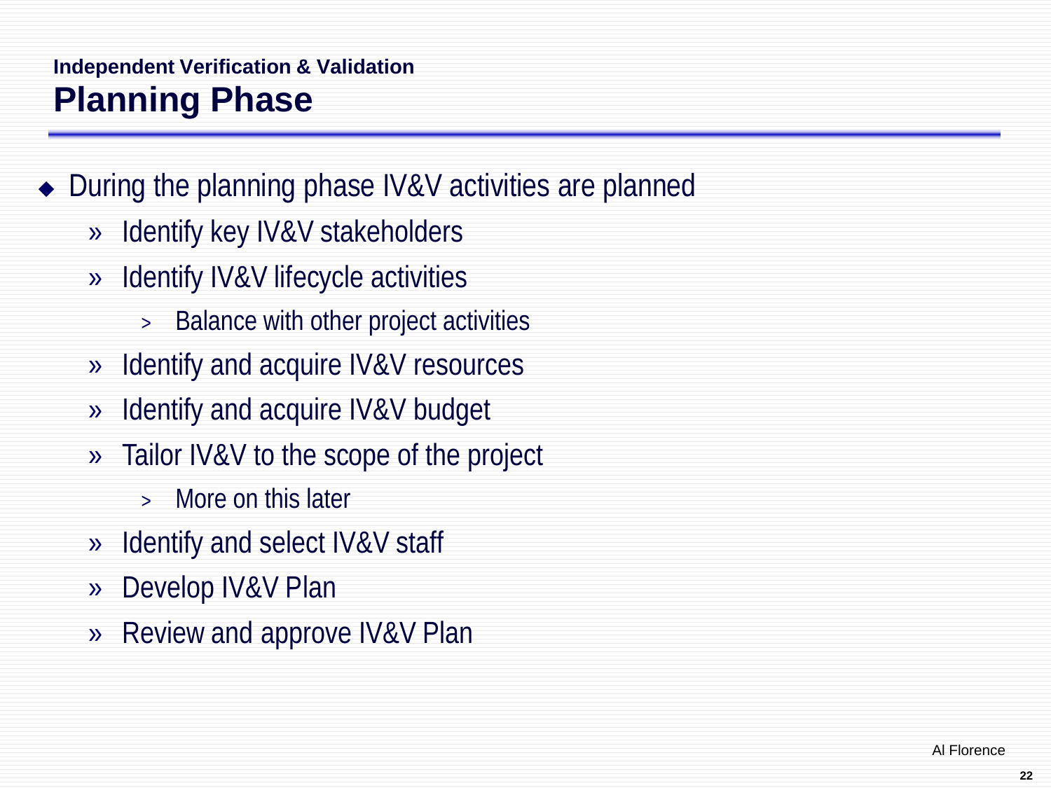### Independent Verification & Validation

# Planning Phase

- During the planning phase IV&V activities are planned
  - Identify key IV&V stakeholders
  - Identify IV&V lifecycle activities
    - Balance with other project activities
  - Identify and acquire IV&V resources
  - Identify and acquire IV&V budget
  - Tailor IV&V to the scope of the project
    - More on this later
  - Identify and select IV&V staff
  - Develop IV&V Plan
  - Review and approve IV&V Plan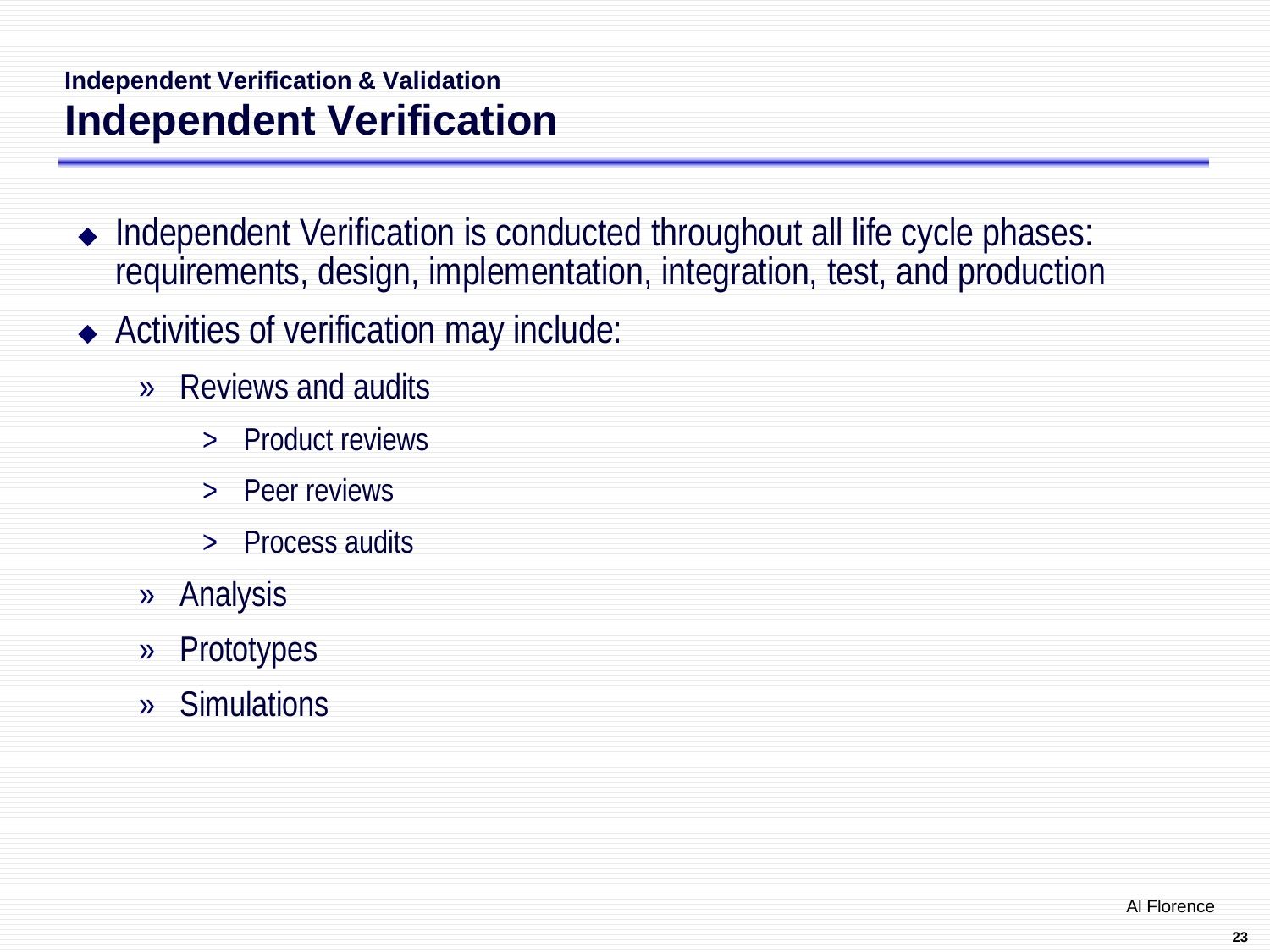### Independent Verification & Validation

# Independent Verification

- Independent Verification is conducted throughout all life cycle phases: requirements, design, implementation, integration, test, and production
- Activities of verification may include:
  - Reviews and audits
    - Product reviews
    - Peer reviews
    - Process audits
  - Analysis
  - Prototypes
  - Simulations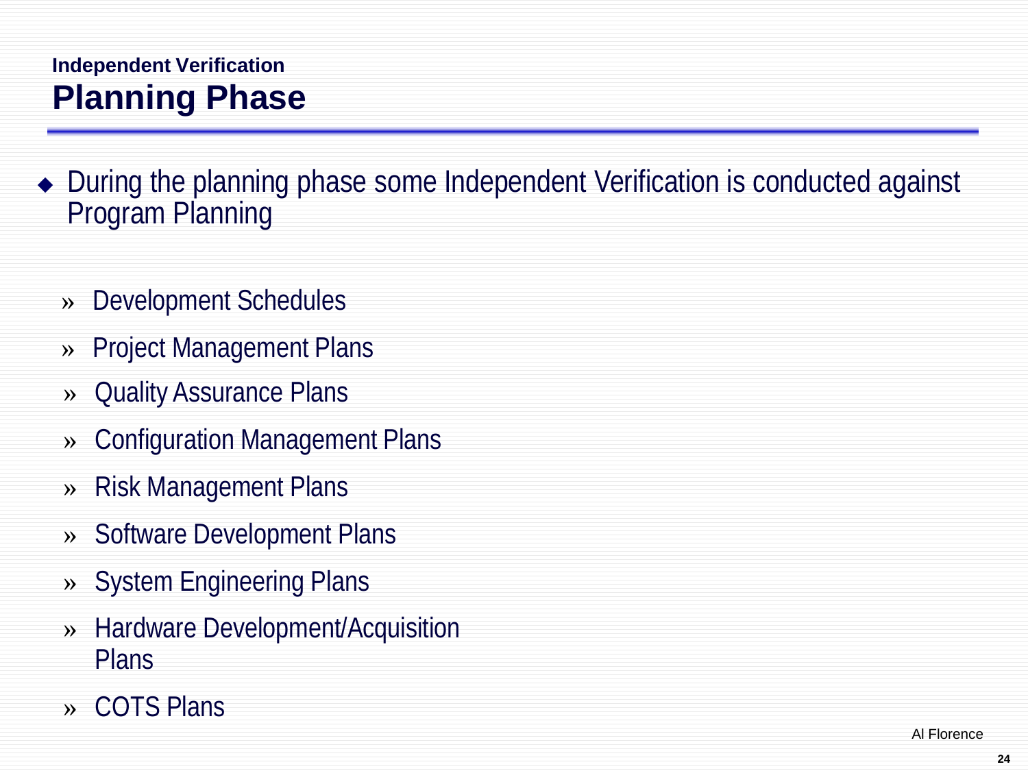### Independent Verification

## Planning Phase

- During the planning phase some Independent Verification is conducted against Program Planning

  - Development Schedules
  - Project Management Plans
  - Quality Assurance Plans
  - Configuration Management Plans
  - Risk Management Plans
  - Software Development Plans
  - System Engineering Plans
  - Hardware Development/Acquisition Plans
  - COTS Plans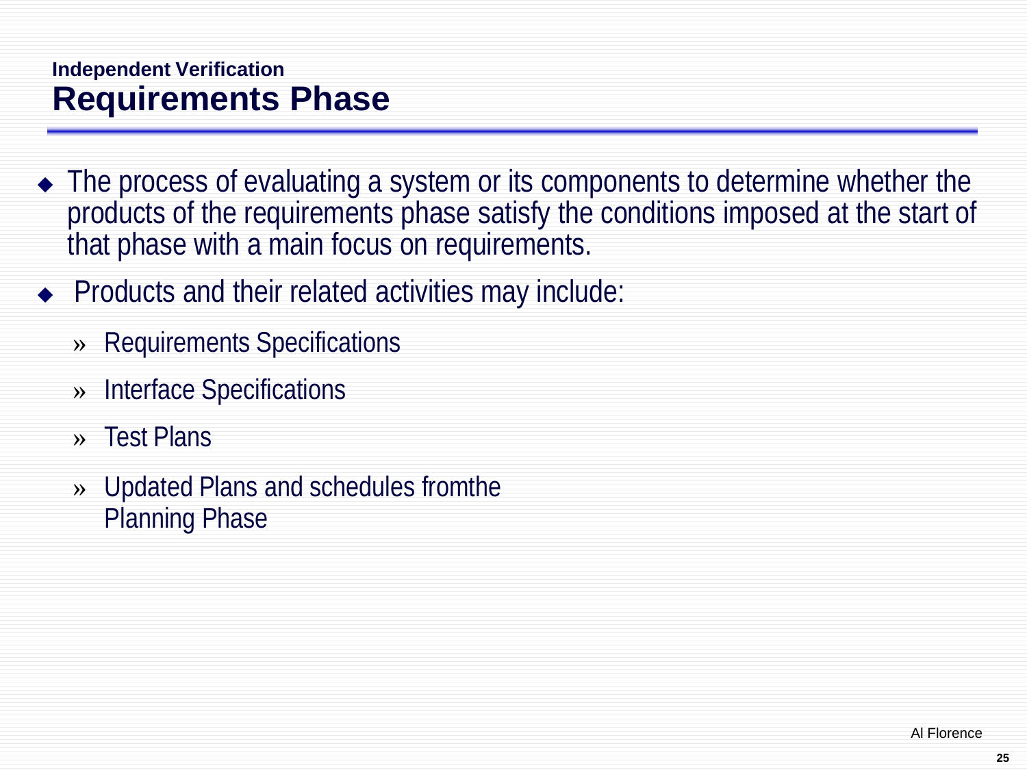### Independent Verification

## Requirements Phase

- The process of evaluating a system or its components to determine whether the products of the requirements phase satisfy the conditions imposed at the start of that phase with a main focus on requirements.
- Products and their related activities may include:
  - Requirements Specifications
  - Interface Specifications
  - Test Plans
  - Updated Plans and schedules fromthe Planning Phase

Al Florence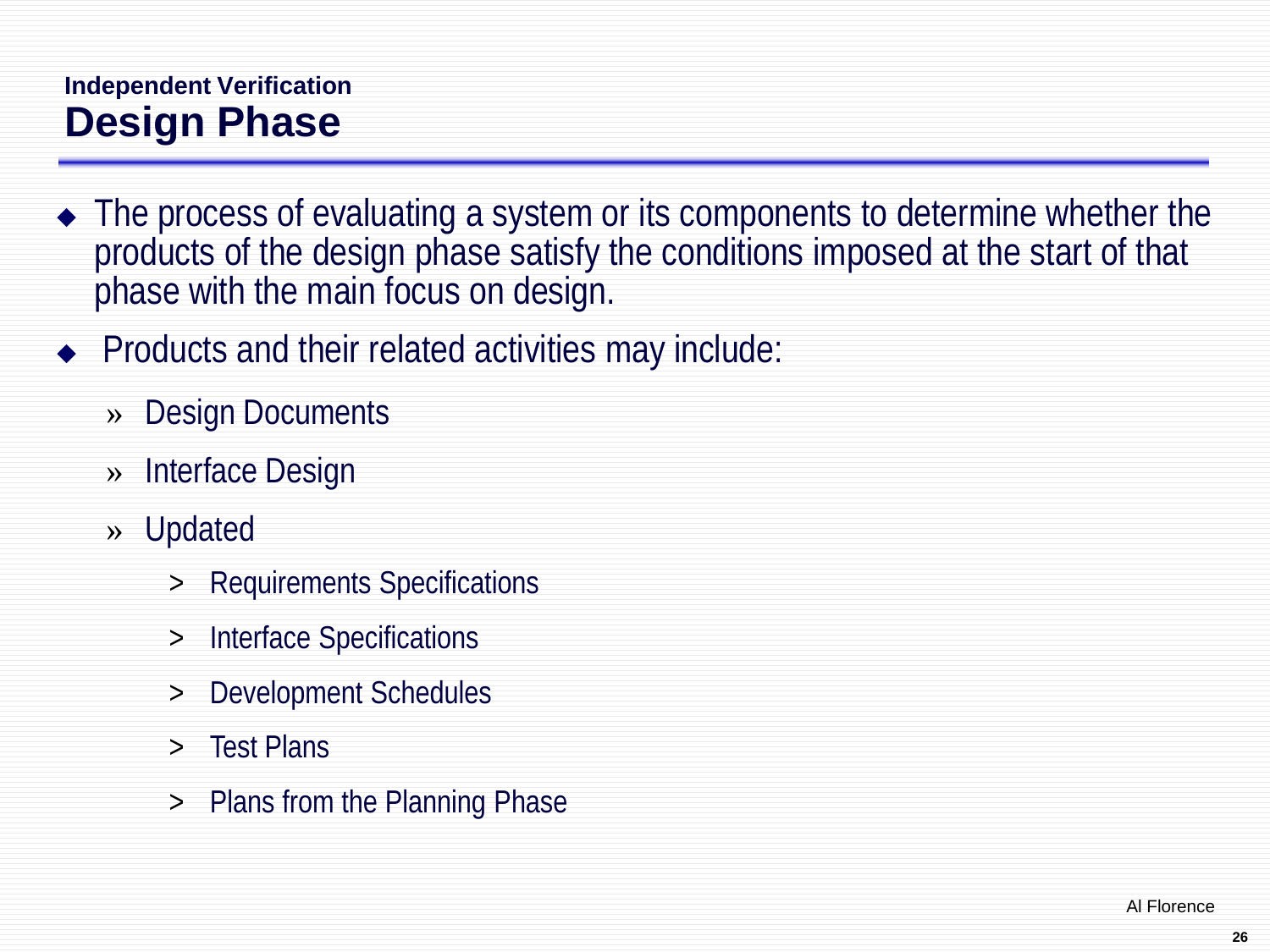### Independent Verification

# Design Phase

- The process of evaluating a system or its components to determine whether the products of the design phase satisfy the conditions imposed at the start of that phase with the main focus on design.
- Products and their related activities may include:
  - Design Documents
  - Interface Design
  - Updated
    - Requirements Specifications
    - Interface Specifications
    - Development Schedules
    - Test Plans
    - Plans from the Planning Phase

Al Florence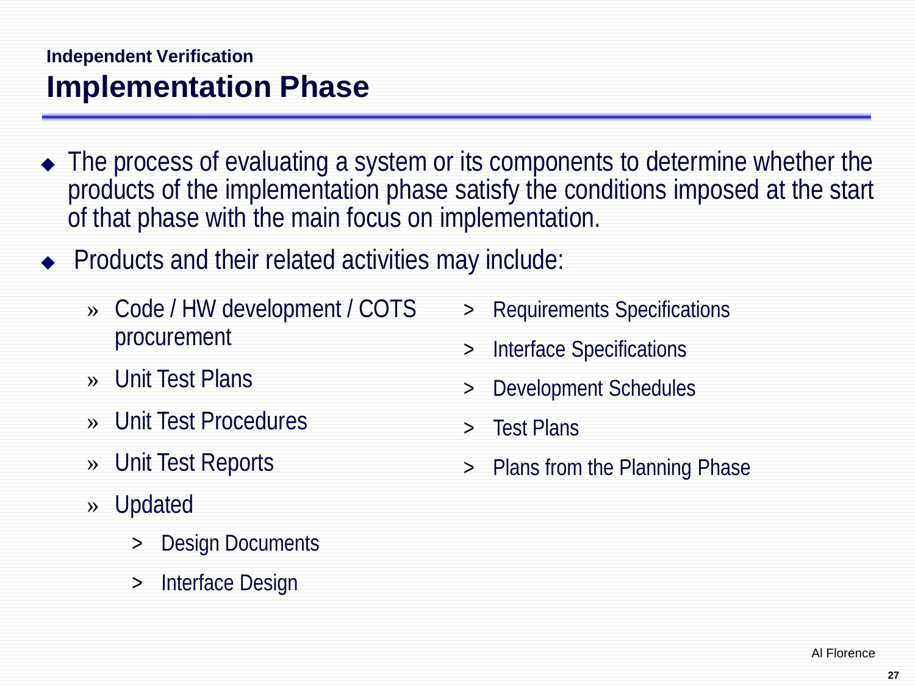### Independent Verification

# Implementation Phase

- The process of evaluating a system or its components to determine whether the products of the implementation phase satisfy the conditions imposed at the start of that phase with the main focus on implementation.
- Products and their related activities may include:
  - Code / HW development / COTS procurement
  - Unit Test Plans
  - Unit Test Procedures
  - Unit Test Reports
  - Updated
    - Design Documents
    - Interface Design
    - Requirements Specifications
    - Interface Specifications
    - Development Schedules
    - Test Plans
    - Plans from the Planning Phase

Al Florence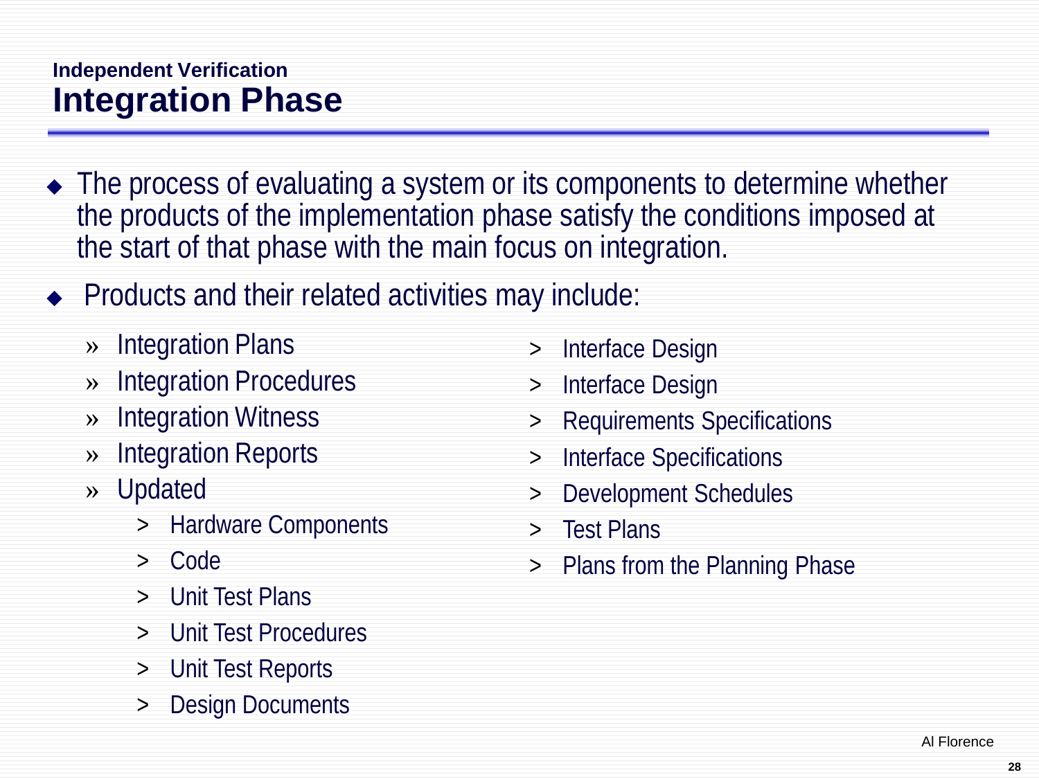### Independent Verification
# Integration Phase

- The process of evaluating a system or its components to determine whether the products of the implementation phase satisfy the conditions imposed at the start of that phase with the main focus on integration.
- Products and their related activities may include:
  - Integration Plans
  - Integration Procedures
  - Integration Witness
  - Integration Reports
  - Updated
    - Hardware Components
    - Code
    - Unit Test Plans
    - Unit Test Procedures
    - Unit Test Reports
    - Design Documents
    - Interface Design
    - Interface Design
    - Requirements Specifications
    - Interface Specifications
    - Development Schedules
    - Test Plans
    - Plans from the Planning Phase

Al Florence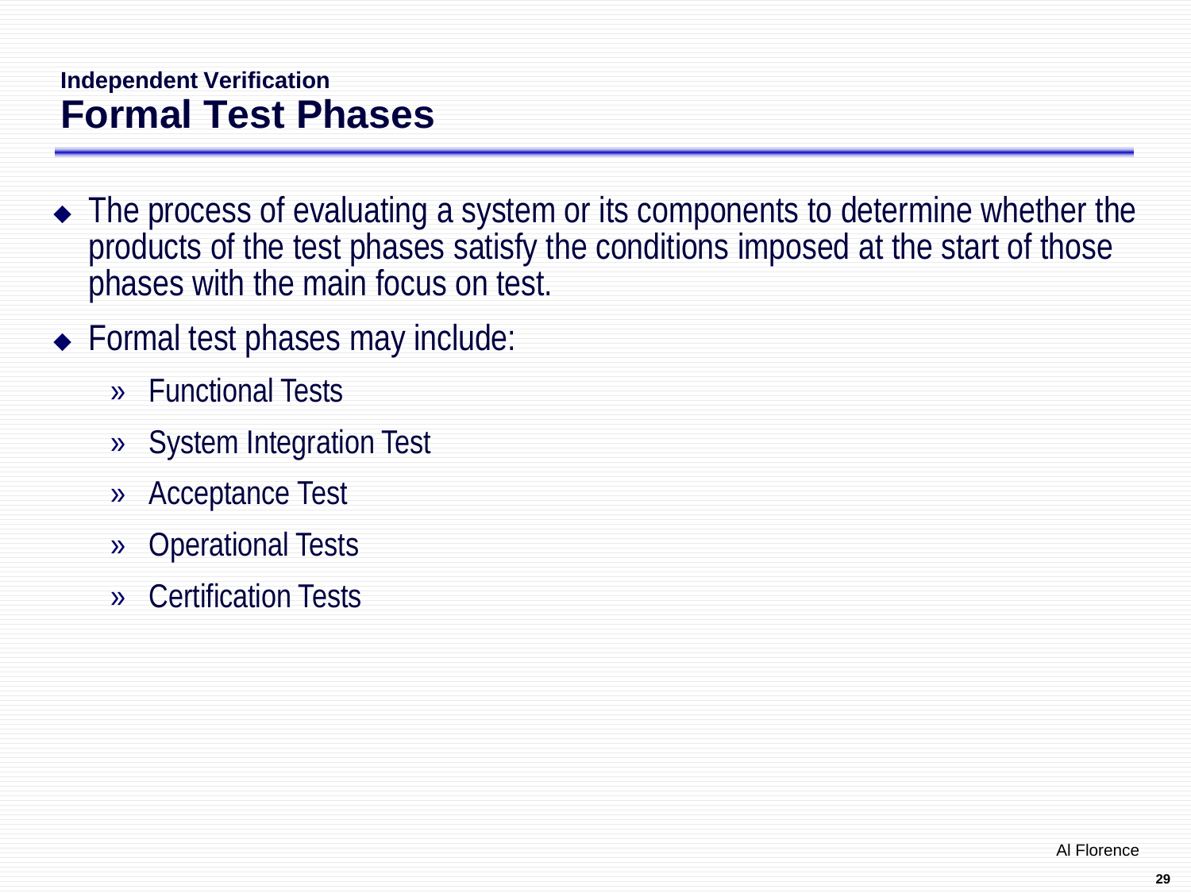### Independent Verification

# Formal Test Phases

- The process of evaluating a system or its components to determine whether the products of the test phases satisfy the conditions imposed at the start of those phases with the main focus on test.
- Formal test phases may include:
  - Functional Tests
  - System Integration Test
  - Acceptance Test
  - Operational Tests
  - Certification Tests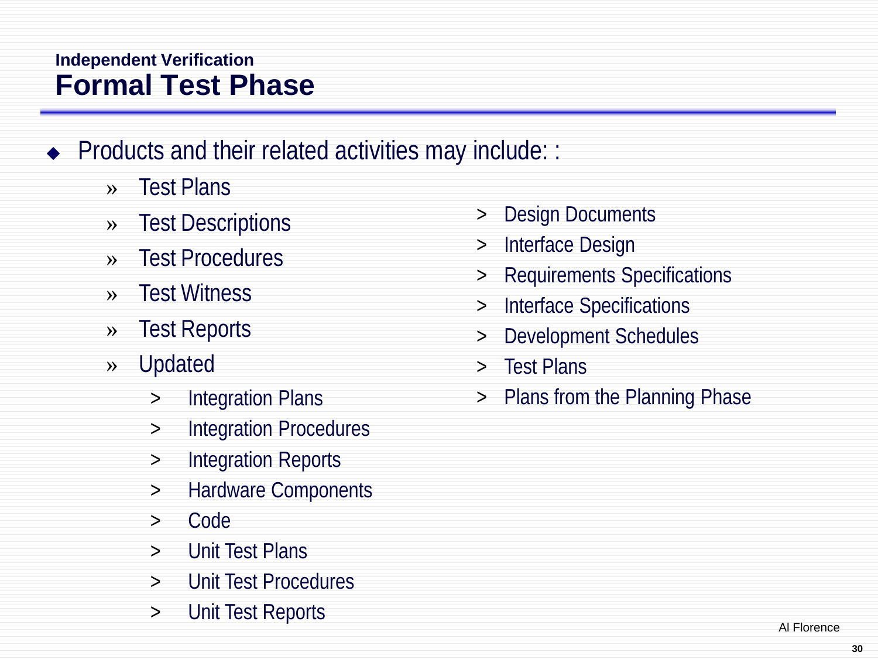## Independent Verification

# Formal Test Phase

- Products and their related activities may include: :
  - Test Plans
  - Test Descriptions
  - Test Procedures
  - Test Witness
  - Test Reports
  - Updated
    - Integration Plans
    - Integration Procedures
    - Integration Reports
    - Hardware Components
    - Code
    - Unit Test Plans
    - Unit Test Procedures
    - Unit Test Reports
    - Design Documents
    - Interface Design
    - Requirements Specifications
    - Interface Specifications
    - Development Schedules
    - Test Plans
    - Plans from the Planning Phase

Al Florence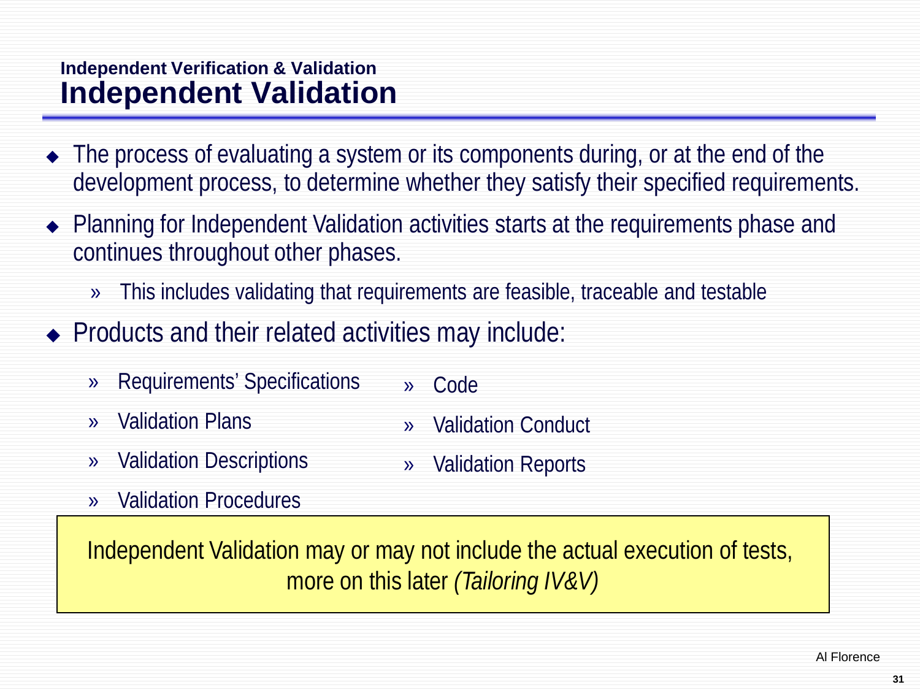Independent Verification & Validation

# Independent Validation

- The process of evaluating a system or its components during, or at the end of the development process, to determine whether they satisfy their specified requirements.
- Planning for Independent Validation activities starts at the requirements phase and continues throughout other phases.
  - This includes validating that requirements are feasible, traceable and testable
- Products and their related activities may include:
  - Requirements' Specifications
  - Validation Plans
  - Validation Descriptions
  - Validation Procedures
  - Code
  - Validation Conduct
  - Validation Reports

Independent Validation may or may not include the actual execution of tests, more on this later *(Tailoring IV&V)*

Al Florence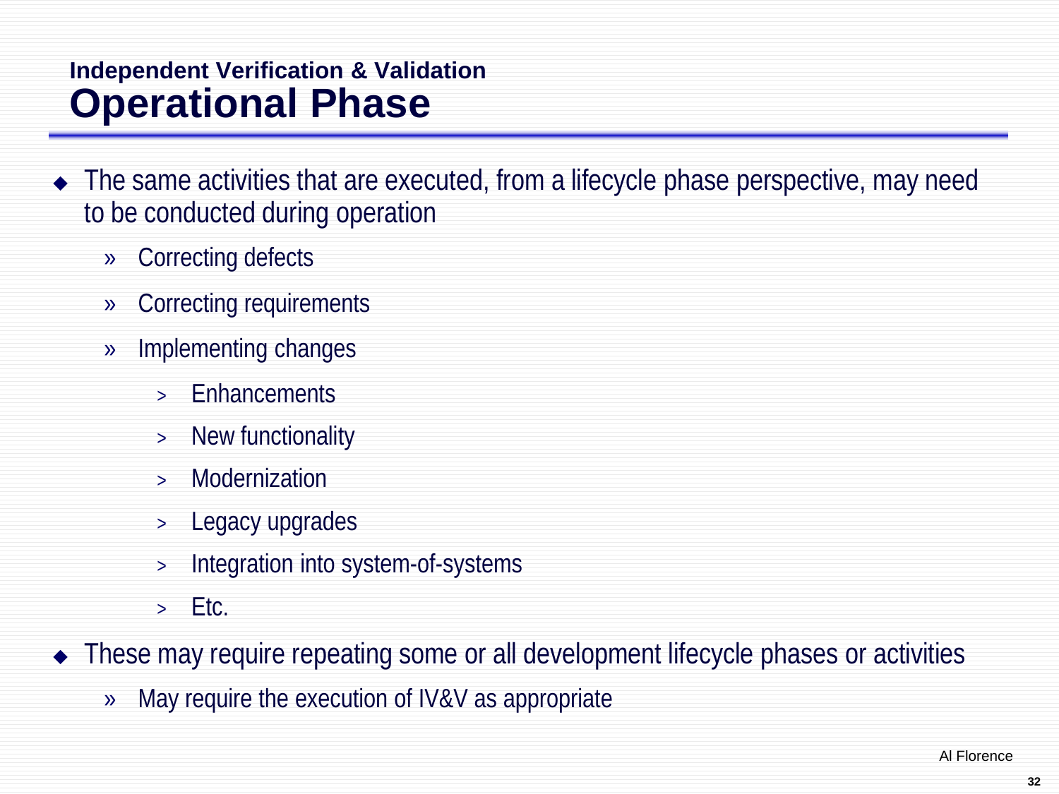## Independent Verification & Validation

# Operational Phase

- The same activities that are executed, from a lifecycle phase perspective, may need to be conducted during operation
  - Correcting defects
  - Correcting requirements
  - Implementing changes
    - Enhancements
    - New functionality
    - Modernization
    - Legacy upgrades
    - Integration into system-of-systems
    - Etc.
- These may require repeating some or all development lifecycle phases or activities
  - May require the execution of IV&V as appropriate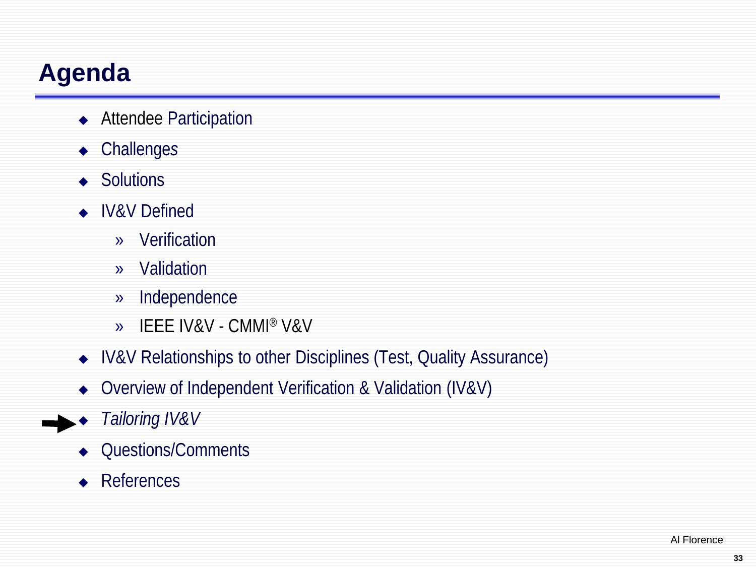# Agenda

- Attendee Participation
- Challenges
- Solutions
- IV&V Defined
  - Verification
  - Validation
  - Independence
  - IEEE IV&V - CMMI® V&V
- IV&V Relationships to other Disciplines (Test, Quality Assurance)
- Overview of Independent Verification & Validation (IV&V)
- *Tailoring IV&V*
- Questions/Comments
- References

Al Florence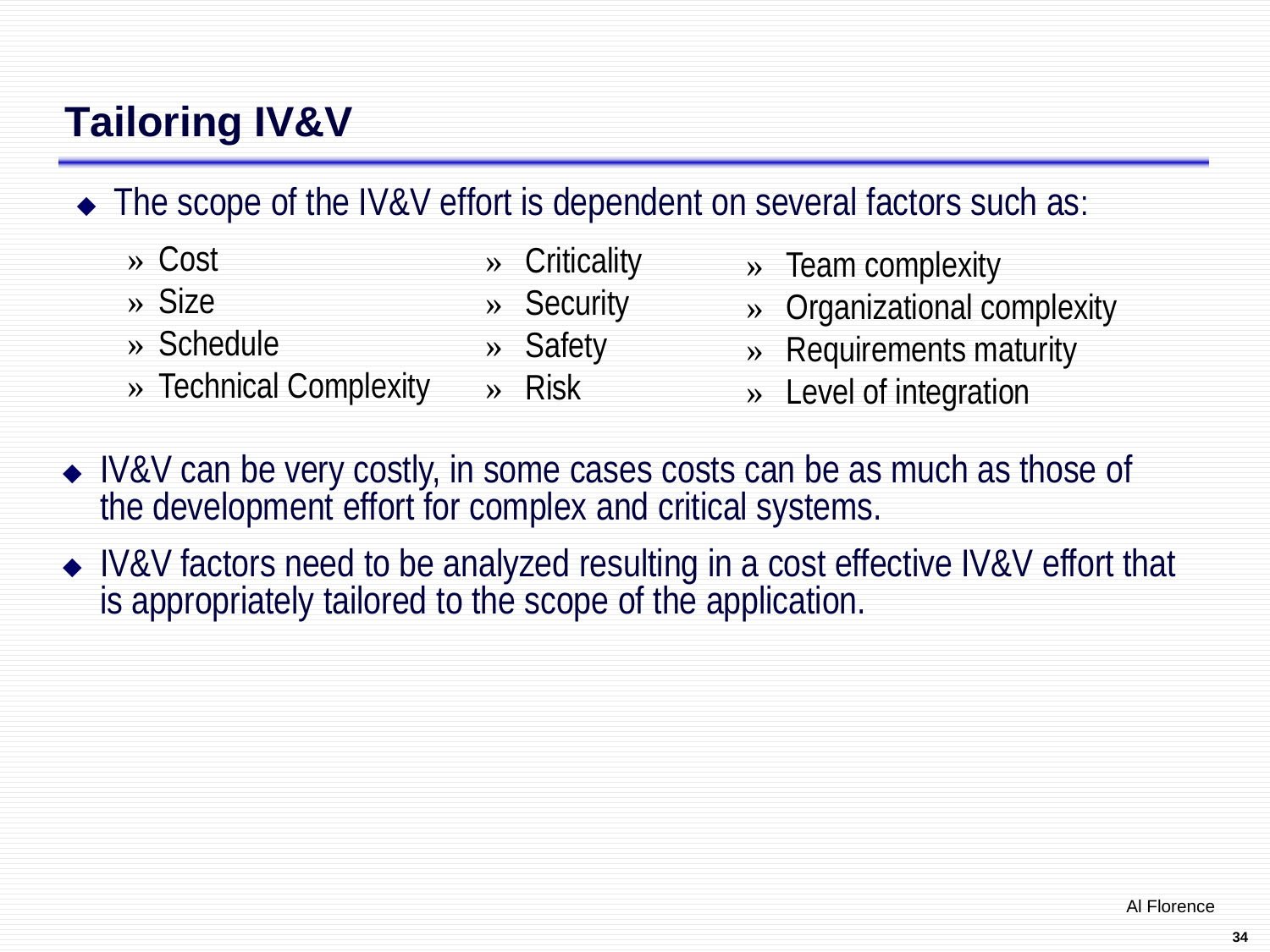## Tailoring IV&V

- The scope of the IV&V effort is dependent on several factors such as:
  - Cost
  - Size
  - Schedule
  - Technical Complexity
  - Criticality
  - Security
  - Safety
  - Risk
  - Team complexity
  - Organizational complexity
  - Requirements maturity
  - Level of integration
- IV&V can be very costly, in some cases costs can be as much as those of the development effort for complex and critical systems.
- IV&V factors need to be analyzed resulting in a cost effective IV&V effort that is appropriately tailored to the scope of the application.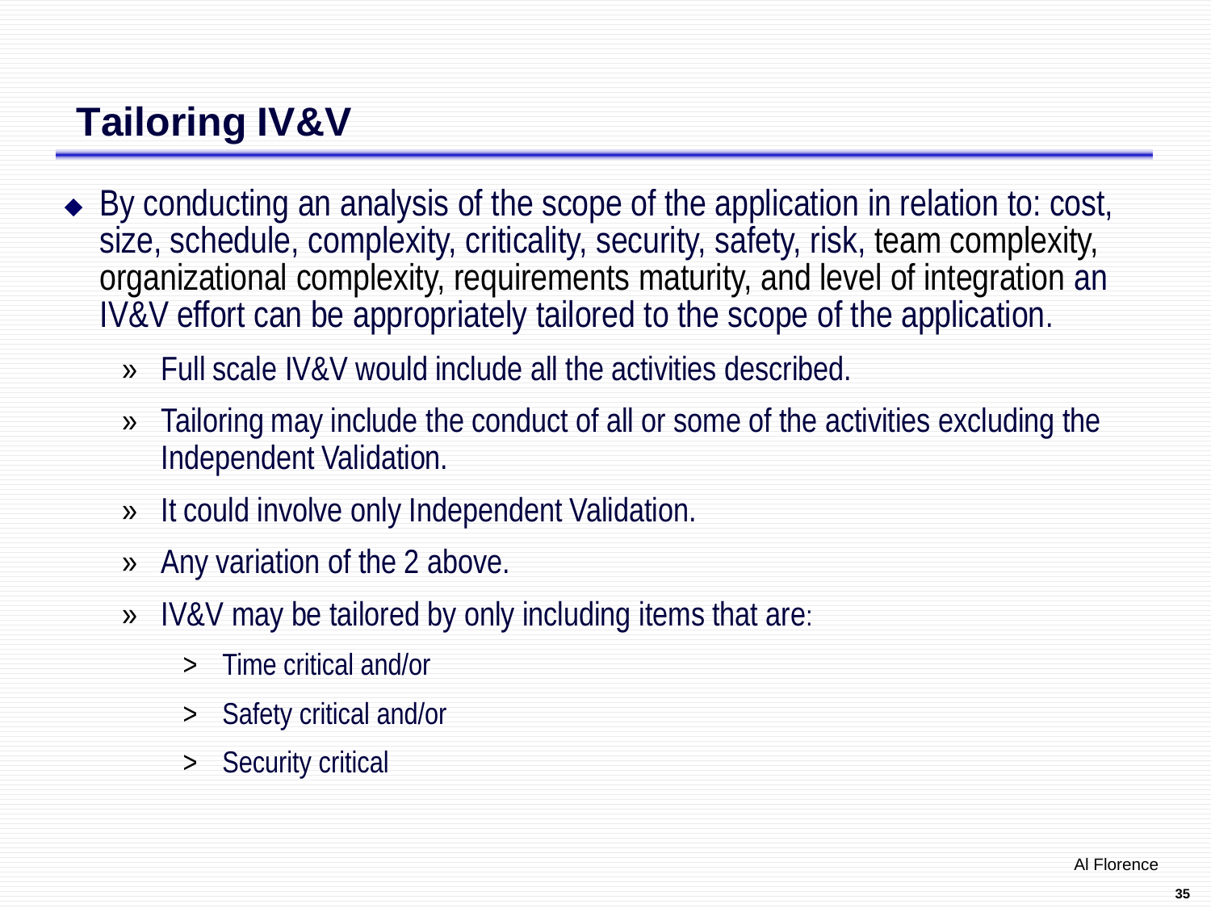# Tailoring IV&V

- By conducting an analysis of the scope of the application in relation to: cost, size, schedule, complexity, criticality, security, safety, risk, team complexity, organizational complexity, requirements maturity, and level of integration an IV&V effort can be appropriately tailored to the scope of the application.
  - Full scale IV&V would include all the activities described.
  - Tailoring may include the conduct of all or some of the activities excluding the Independent Validation.
  - It could involve only Independent Validation.
  - Any variation of the 2 above.
  - IV&V may be tailored by only including items that are:
    - Time critical and/or
    - Safety critical and/or
    - Security critical

Al Florence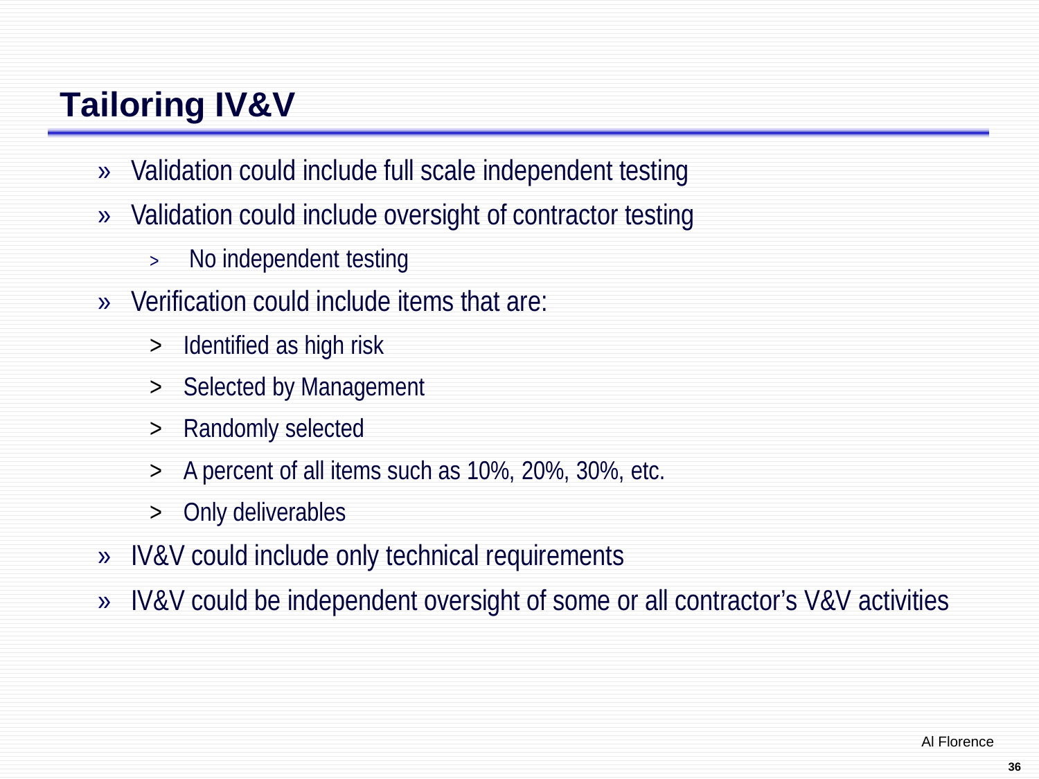# Tailoring IV&V

- Validation could include full scale independent testing
- Validation could include oversight of contractor testing
  - No independent testing
- Verification could include items that are:
  - Identified as high risk
  - Selected by Management
  - Randomly selected
  - A percent of all items such as 10%, 20%, 30%, etc.
  - Only deliverables
- IV&V could include only technical requirements
- IV&V could be independent oversight of some or all contractor's V&V activities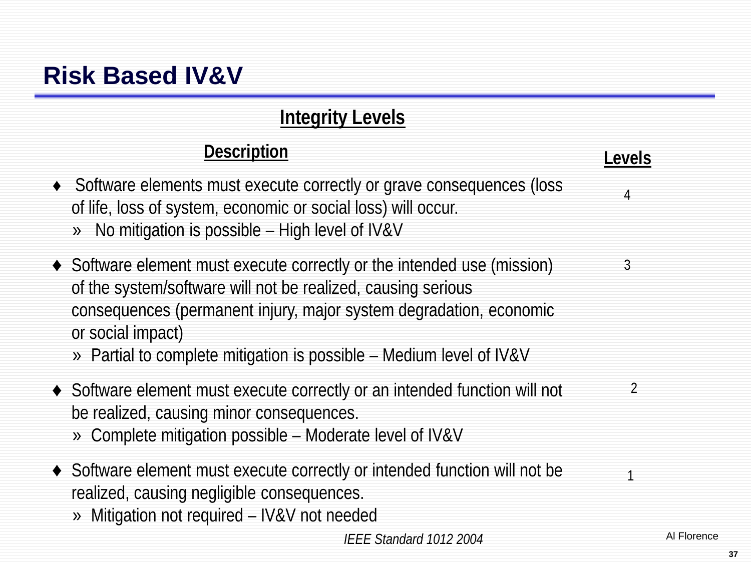# Risk Based IV&V

## Integrity Levels

| Description | Levels |
|---|---|
| ♦ Software elements must execute correctly or grave consequences (loss of life, loss of system, economic or social loss) will occur.<br>» No mitigation is possible – High level of IV&V | 4 |
| ♦ Software element must execute correctly or the intended use (mission) of the system/software will not be realized, causing serious consequences (permanent injury, major system degradation, economic or social impact)<br>» Partial to complete mitigation is possible – Medium level of IV&V | 3 |
| ♦ Software element must execute correctly or an intended function will not be realized, causing minor consequences.<br>» Complete mitigation possible – Moderate level of IV&V | 2 |
| ♦ Software element must execute correctly or intended function will not be realized, causing negligible consequences.<br>» Mitigation not required – IV&V not needed | 1 |

*IEEE Standard 1012 2004*

Al Florence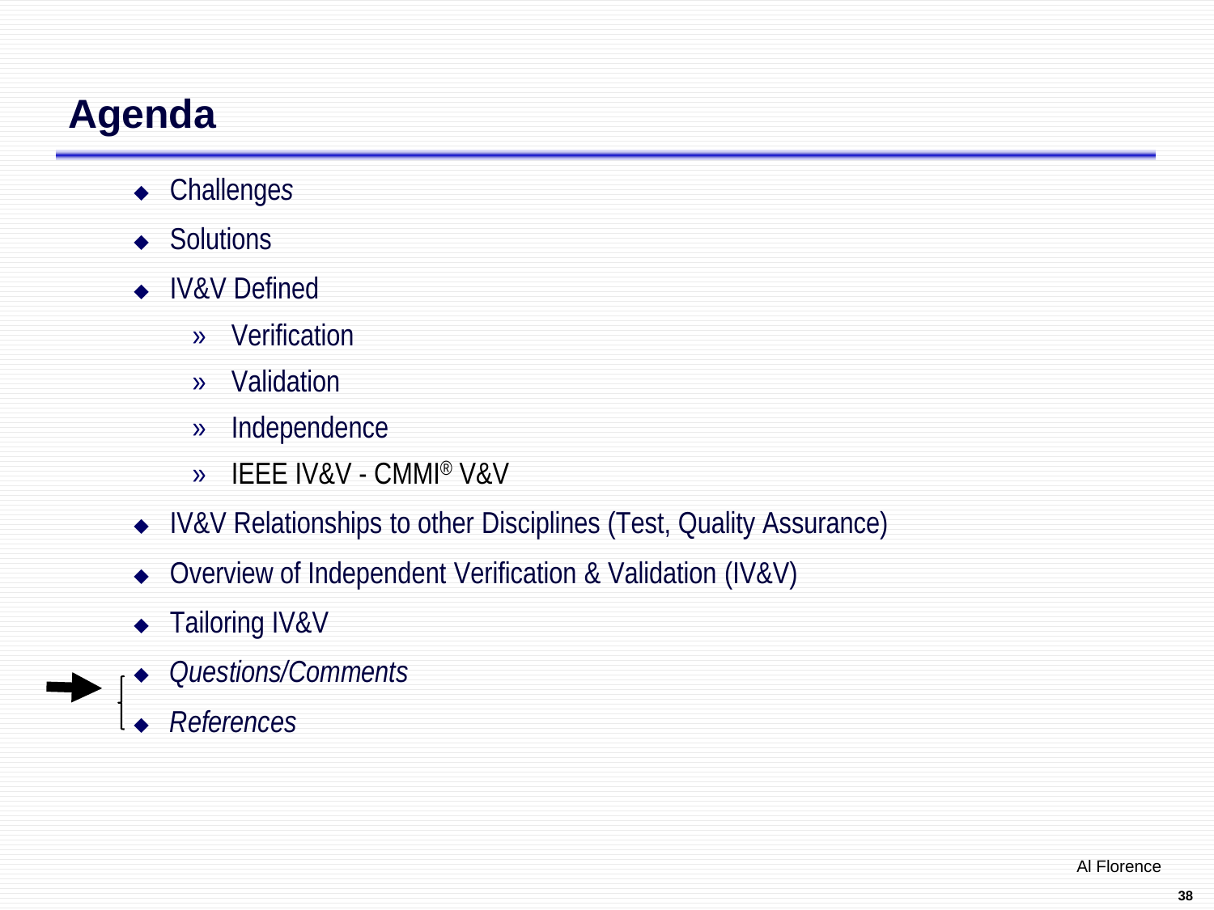# Agenda

- Challenges
- Solutions
- IV&V Defined
  - » Verification
  - » Validation
  - » Independence
  - » IEEE IV&V - CMMI® V&V
- IV&V Relationships to other Disciplines (Test, Quality Assurance)
- Overview of Independent Verification & Validation (IV&V)
- Tailoring IV&V
- *Questions/Comments*
- *References*

Al Florence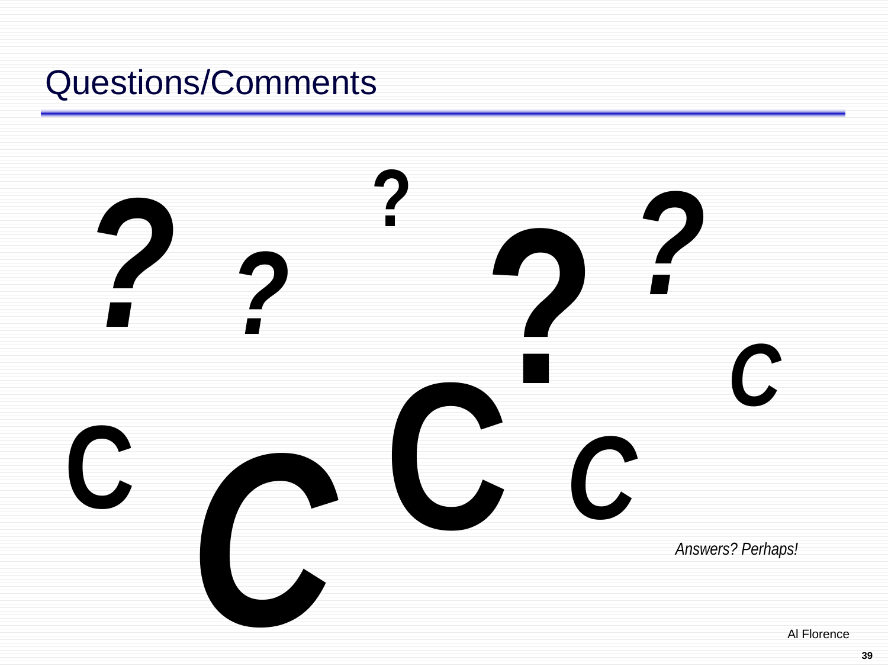# Questions/Comments

? ? ? ? ?

C C C C C

*Answers? Perhaps!*

Al Florence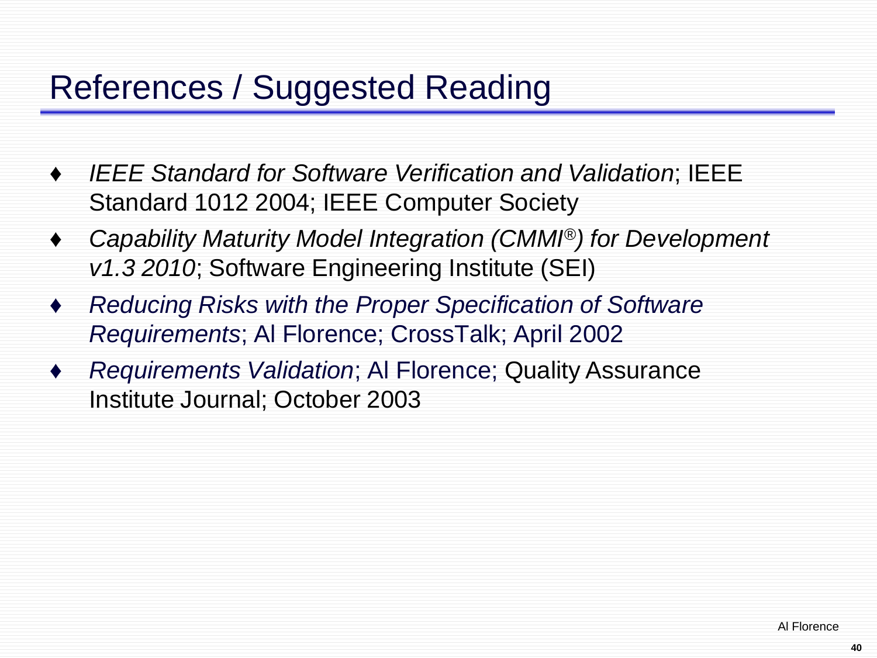# References / Suggested Reading

- *IEEE Standard for Software Verification and Validation*; IEEE Standard 1012 2004; IEEE Computer Society
- *Capability Maturity Model Integration (CMMI®) for Development v1.3 2010*; Software Engineering Institute (SEI)
- *Reducing Risks with the Proper Specification of Software Requirements*; Al Florence; CrossTalk; April 2002
- *Requirements Validation*; Al Florence; Quality Assurance Institute Journal; October 2003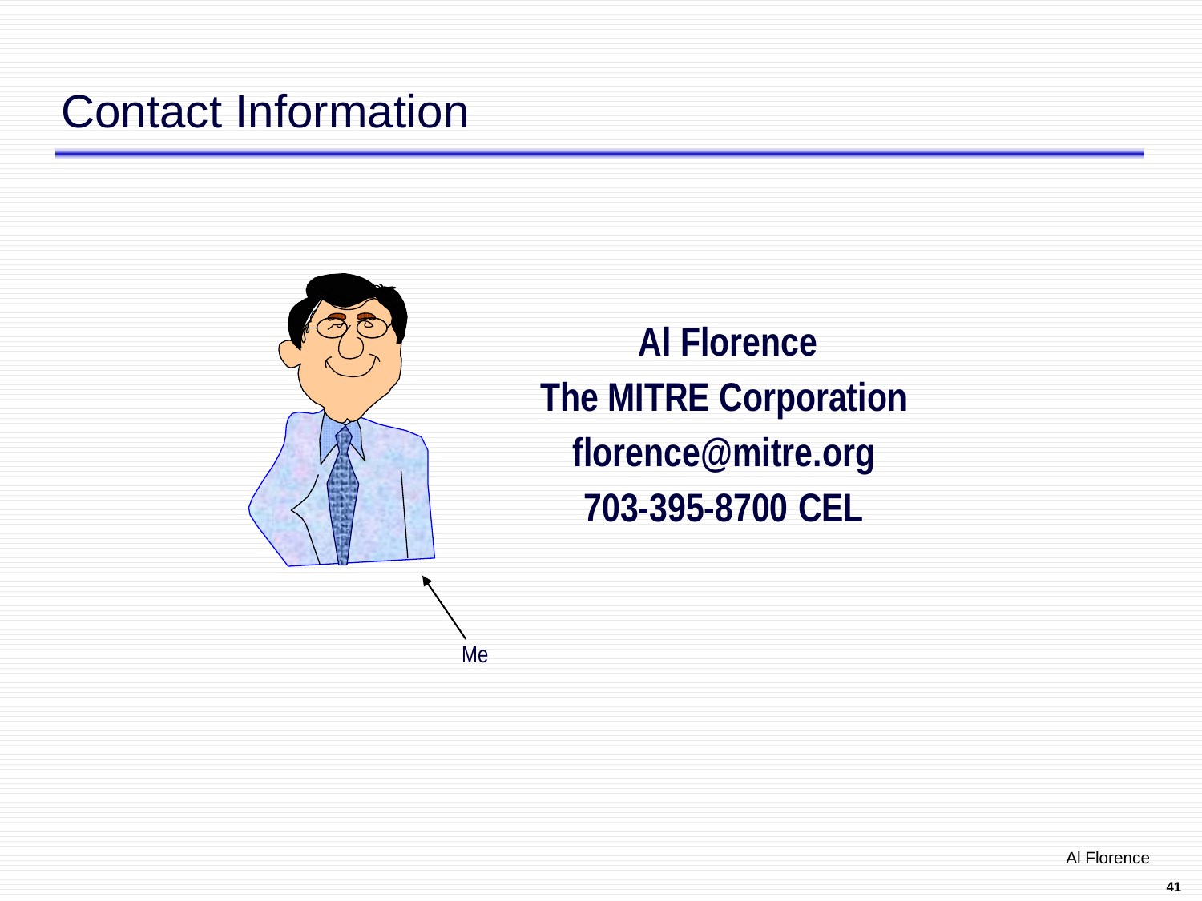# Contact Information

**Al Florence**

**The MITRE Corporation**

**florence@mitre.org**

**703-395-8700 CEL**

Me